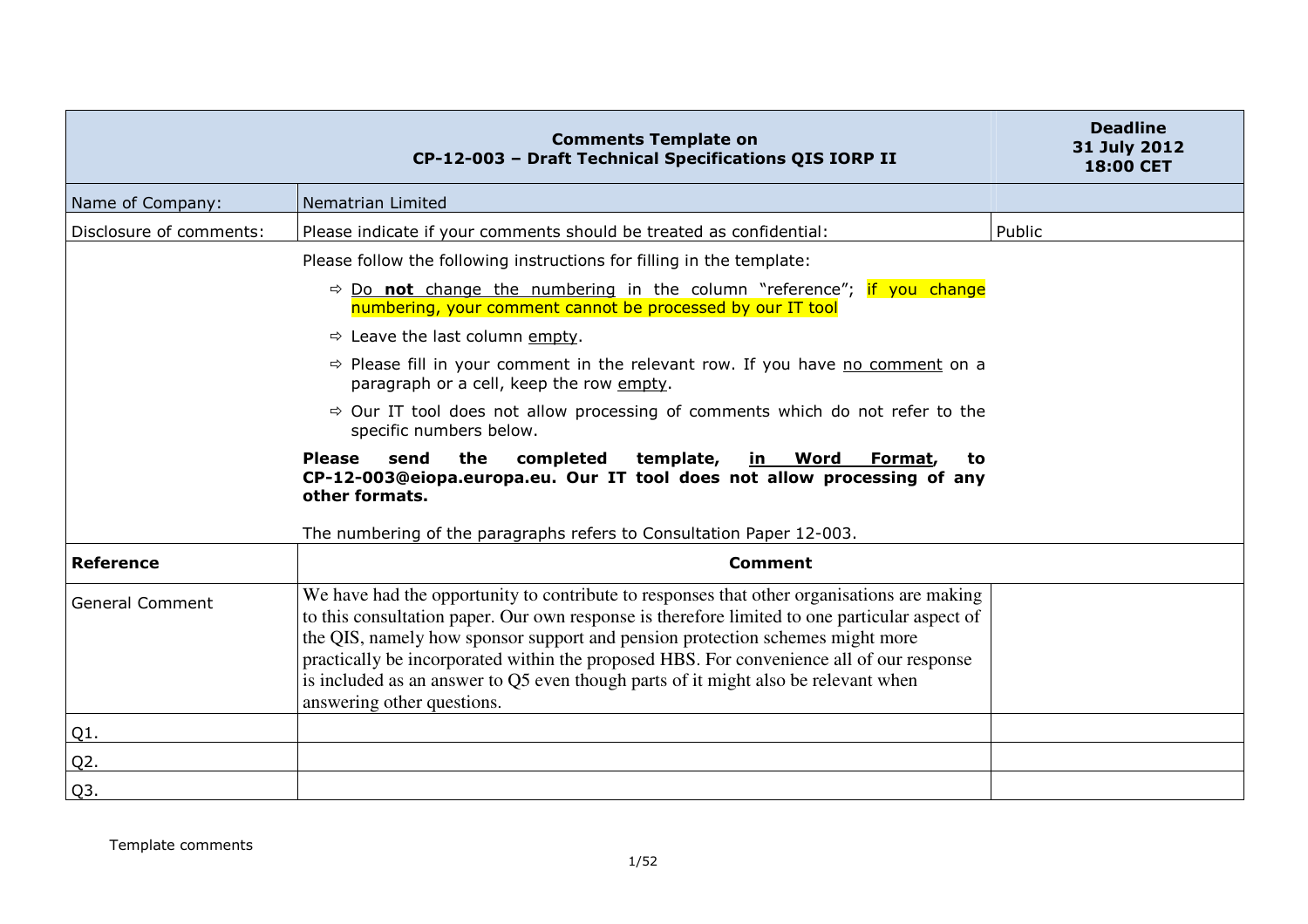| Comments Template on CP-12-003 – Draft Technical Specifications QIS IORP II | | Deadline 31 July 2012 18:00 CET |
|---|---|---|
| Name of Company: | Nematrian Limited | |
| Disclosure of comments: | Please indicate if your comments should be treated as confidential: | Public |
| | Please follow the following instructions for filling in the template:<br>⇨ Do **not** change the numbering in the column "reference"; if you change numbering, your comment cannot be processed by our IT tool<br>⇨ Leave the last column empty.<br>⇨ Please fill in your comment in the relevant row. If you have no comment on a paragraph or a cell, keep the row empty.<br>⇨ Our IT tool does not allow processing of comments which do not refer to the specific numbers below.<br>**Please send the completed template, in Word Format, to CP-12-003@eiopa.europa.eu. Our IT tool does not allow processing of any other formats.**<br>The numbering of the paragraphs refers to Consultation Paper 12-003. | |
| **Reference** | **Comment** | |
| General Comment | We have had the opportunity to contribute to responses that other organisations are making to this consultation paper. Our own response is therefore limited to one particular aspect of the QIS, namely how sponsor support and pension protection schemes might more practically be incorporated within the proposed HBS. For convenience all of our response is included as an answer to Q5 even though parts of it might also be relevant when answering other questions. | |
| Q1. | | |
| Q2. | | |
| Q3. | | |

Template comments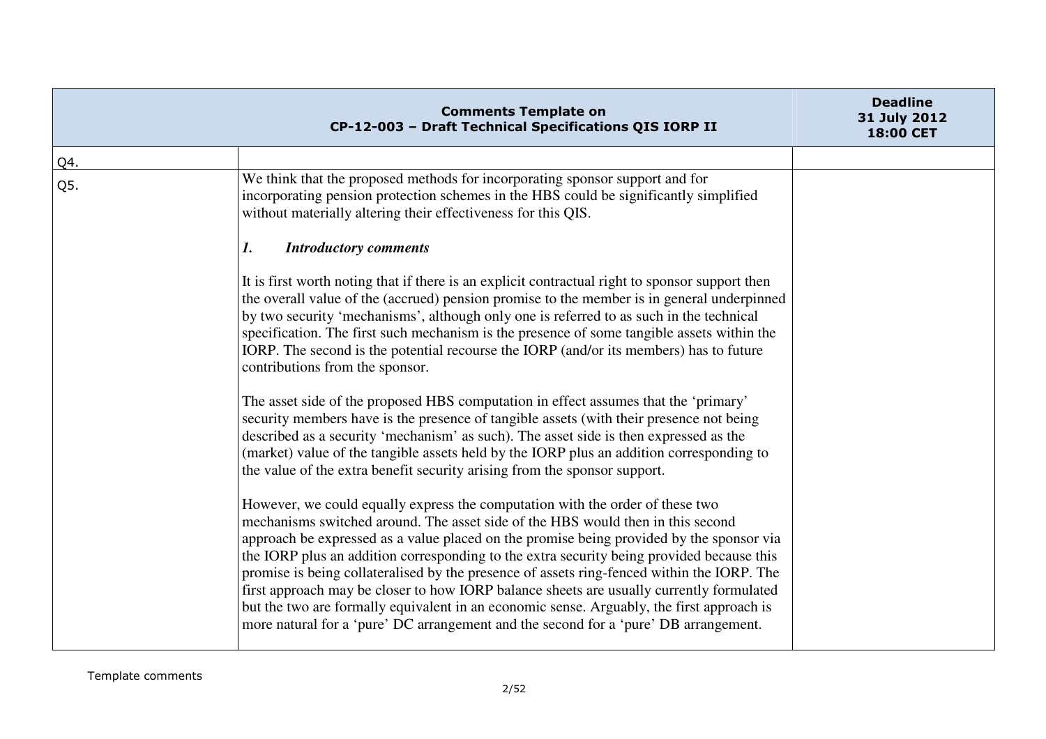| Comments Template on CP-12-003 – Draft Technical Specifications QIS IORP II | | Deadline 31 July 2012 18:00 CET |
|---|---|---|
| Q4. | | |
| Q5. | We think that the proposed methods for incorporating sponsor support and for incorporating pension protection schemes in the HBS could be significantly simplified without materially altering their effectiveness for this QIS.<br><br>***1. Introductory comments***<br><br>It is first worth noting that if there is an explicit contractual right to sponsor support then the overall value of the (accrued) pension promise to the member is in general underpinned by two security 'mechanisms', although only one is referred to as such in the technical specification. The first such mechanism is the presence of some tangible assets within the IORP. The second is the potential recourse the IORP (and/or its members) has to future contributions from the sponsor.<br><br>The asset side of the proposed HBS computation in effect assumes that the 'primary' security members have is the presence of tangible assets (with their presence not being described as a security 'mechanism' as such). The asset side is then expressed as the (market) value of the tangible assets held by the IORP plus an addition corresponding to the value of the extra benefit security arising from the sponsor support.<br><br>However, we could equally express the computation with the order of these two mechanisms switched around. The asset side of the HBS would then in this second approach be expressed as a value placed on the promise being provided by the sponsor via the IORP plus an addition corresponding to the extra security being provided because this promise is being collateralised by the presence of assets ring-fenced within the IORP. The first approach may be closer to how IORP balance sheets are usually currently formulated but the two are formally equivalent in an economic sense. Arguably, the first approach is more natural for a 'pure' DC arrangement and the second for a 'pure' DB arrangement. | |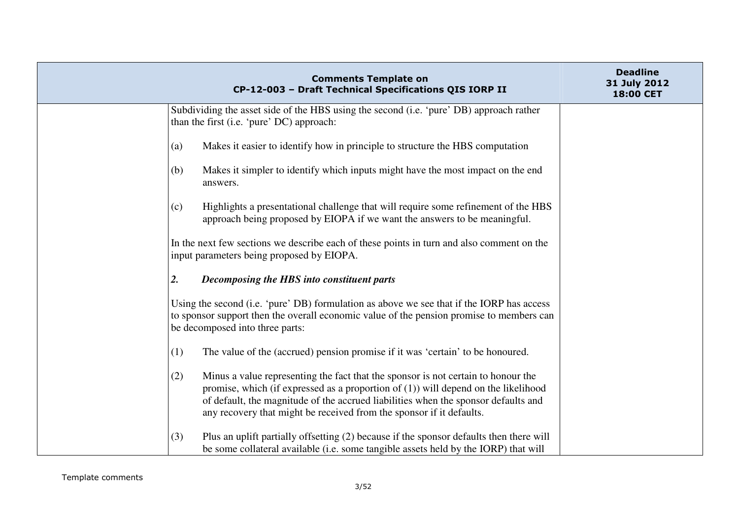Subdividing the asset side of the HBS using the second (i.e. 'pure' DB) approach rather than the first (i.e. 'pure' DC) approach:

(a) Makes it easier to identify how in principle to structure the HBS computation

(b) Makes it simpler to identify which inputs might have the most impact on the end answers.

(c) Highlights a presentational challenge that will require some refinement of the HBS approach being proposed by EIOPA if we want the answers to be meaningful.

In the next few sections we describe each of these points in turn and also comment on the input parameters being proposed by EIOPA.

***2. Decomposing the HBS into constituent parts***

Using the second (i.e. 'pure' DB) formulation as above we see that if the IORP has access to sponsor support then the overall economic value of the pension promise to members can be decomposed into three parts:

(1) The value of the (accrued) pension promise if it was 'certain' to be honoured.

(2) Minus a value representing the fact that the sponsor is not certain to honour the promise, which (if expressed as a proportion of (1)) will depend on the likelihood of default, the magnitude of the accrued liabilities when the sponsor defaults and any recovery that might be received from the sponsor if it defaults.

(3) Plus an uplift partially offsetting (2) because if the sponsor defaults then there will be some collateral available (i.e. some tangible assets held by the IORP) that will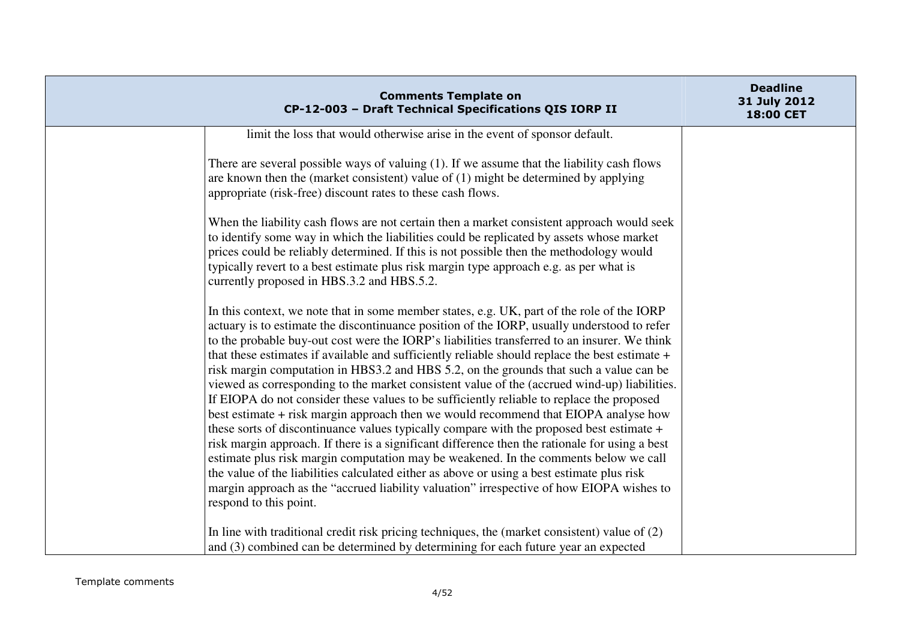| | | |
|---|---|---|
| | limit the loss that would otherwise arise in the event of sponsor default.<br><br>There are several possible ways of valuing (1). If we assume that the liability cash flows are known then the (market consistent) value of (1) might be determined by applying appropriate (risk-free) discount rates to these cash flows.<br><br>When the liability cash flows are not certain then a market consistent approach would seek to identify some way in which the liabilities could be replicated by assets whose market prices could be reliably determined. If this is not possible then the methodology would typically revert to a best estimate plus risk margin type approach e.g. as per what is currently proposed in HBS.3.2 and HBS.5.2.<br><br>In this context, we note that in some member states, e.g. UK, part of the role of the IORP actuary is to estimate the discontinuance position of the IORP, usually understood to refer to the probable buy-out cost were the IORP's liabilities transferred to an insurer. We think that these estimates if available and sufficiently reliable should replace the best estimate + risk margin computation in HBS3.2 and HBS 5.2, on the grounds that such a value can be viewed as corresponding to the market consistent value of the (accrued wind-up) liabilities. If EIOPA do not consider these values to be sufficiently reliable to replace the proposed best estimate + risk margin approach then we would recommend that EIOPA analyse how these sorts of discontinuance values typically compare with the proposed best estimate + risk margin approach. If there is a significant difference then the rationale for using a best estimate plus risk margin computation may be weakened. In the comments below we call the value of the liabilities calculated either as above or using a best estimate plus risk margin approach as the "accrued liability valuation" irrespective of how EIOPA wishes to respond to this point.<br><br>In line with traditional credit risk pricing techniques, the (market consistent) value of (2) and (3) combined can be determined by determining for each future year an expected | |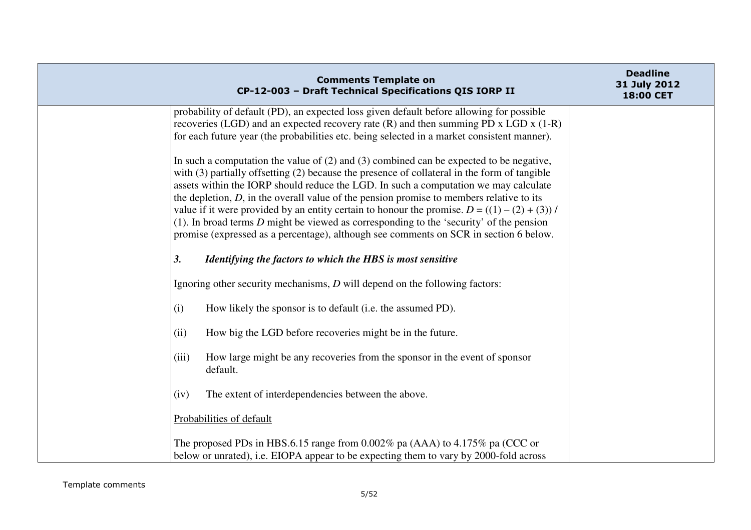probability of default (PD), an expected loss given default before allowing for possible recoveries (LGD) and an expected recovery rate (R) and then summing PD x LGD x (1-R) for each future year (the probabilities etc. being selected in a market consistent manner).

In such a computation the value of (2) and (3) combined can be expected to be negative, with (3) partially offsetting (2) because the presence of collateral in the form of tangible assets within the IORP should reduce the LGD. In such a computation we may calculate the depletion, $D$, in the overall value of the pension promise to members relative to its value if it were provided by an entity certain to honour the promise. $D = ((1) - (2) + (3)) / (1)$. In broad terms $D$ might be viewed as corresponding to the 'security' of the pension promise (expressed as a percentage), although see comments on SCR in section 6 below.

### *3. Identifying the factors to which the HBS is most sensitive*

Ignoring other security mechanisms, $D$ will depend on the following factors:

(i) How likely the sponsor is to default (i.e. the assumed PD).

(ii) How big the LGD before recoveries might be in the future.

(iii) How large might be any recoveries from the sponsor in the event of sponsor default.

(iv) The extent of interdependencies between the above.

<u>Probabilities of default</u>

The proposed PDs in HBS.6.15 range from 0.002% pa (AAA) to 4.175% pa (CCC or below or unrated), i.e. EIOPA appear to be expecting them to vary by 2000-fold across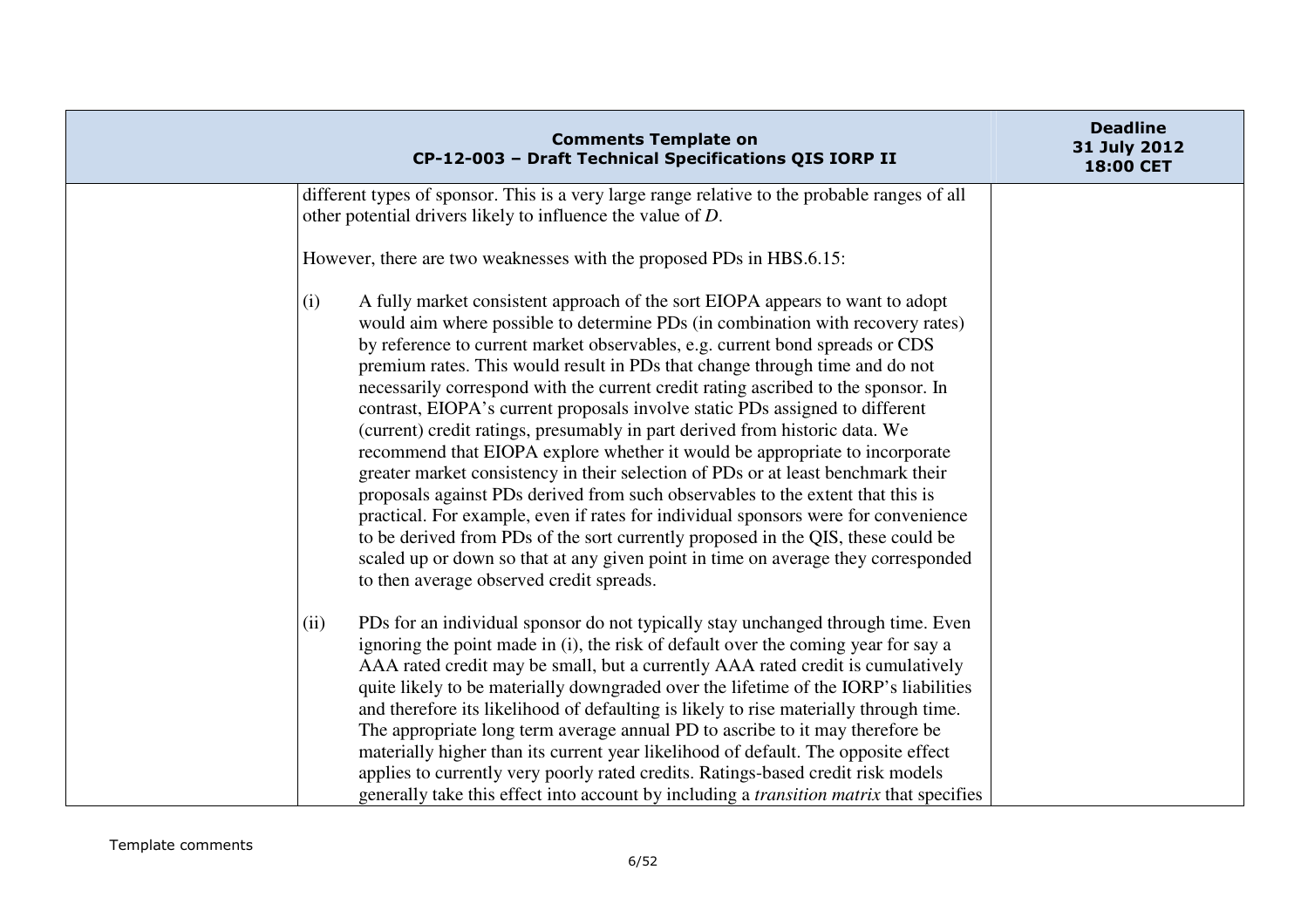| | | |
|---|---|---|
| | different types of sponsor. This is a very large range relative to the probable ranges of all other potential drivers likely to influence the value of *D*.<br><br>However, there are two weaknesses with the proposed PDs in HBS.6.15:<br><br>(i) A fully market consistent approach of the sort EIOPA appears to want to adopt would aim where possible to determine PDs (in combination with recovery rates) by reference to current market observables, e.g. current bond spreads or CDS premium rates. This would result in PDs that change through time and do not necessarily correspond with the current credit rating ascribed to the sponsor. In contrast, EIOPA's current proposals involve static PDs assigned to different (current) credit ratings, presumably in part derived from historic data. We recommend that EIOPA explore whether it would be appropriate to incorporate greater market consistency in their selection of PDs or at least benchmark their proposals against PDs derived from such observables to the extent that this is practical. For example, even if rates for individual sponsors were for convenience to be derived from PDs of the sort currently proposed in the QIS, these could be scaled up or down so that at any given point in time on average they corresponded to then average observed credit spreads.<br><br>(ii) PDs for an individual sponsor do not typically stay unchanged through time. Even ignoring the point made in (i), the risk of default over the coming year for say a AAA rated credit may be small, but a currently AAA rated credit is cumulatively quite likely to be materially downgraded over the lifetime of the IORP's liabilities and therefore its likelihood of defaulting is likely to rise materially through time. The appropriate long term average annual PD to ascribe to it may therefore be materially higher than its current year likelihood of default. The opposite effect applies to currently very poorly rated credits. Ratings-based credit risk models generally take this effect into account by including a *transition matrix* that specifies | |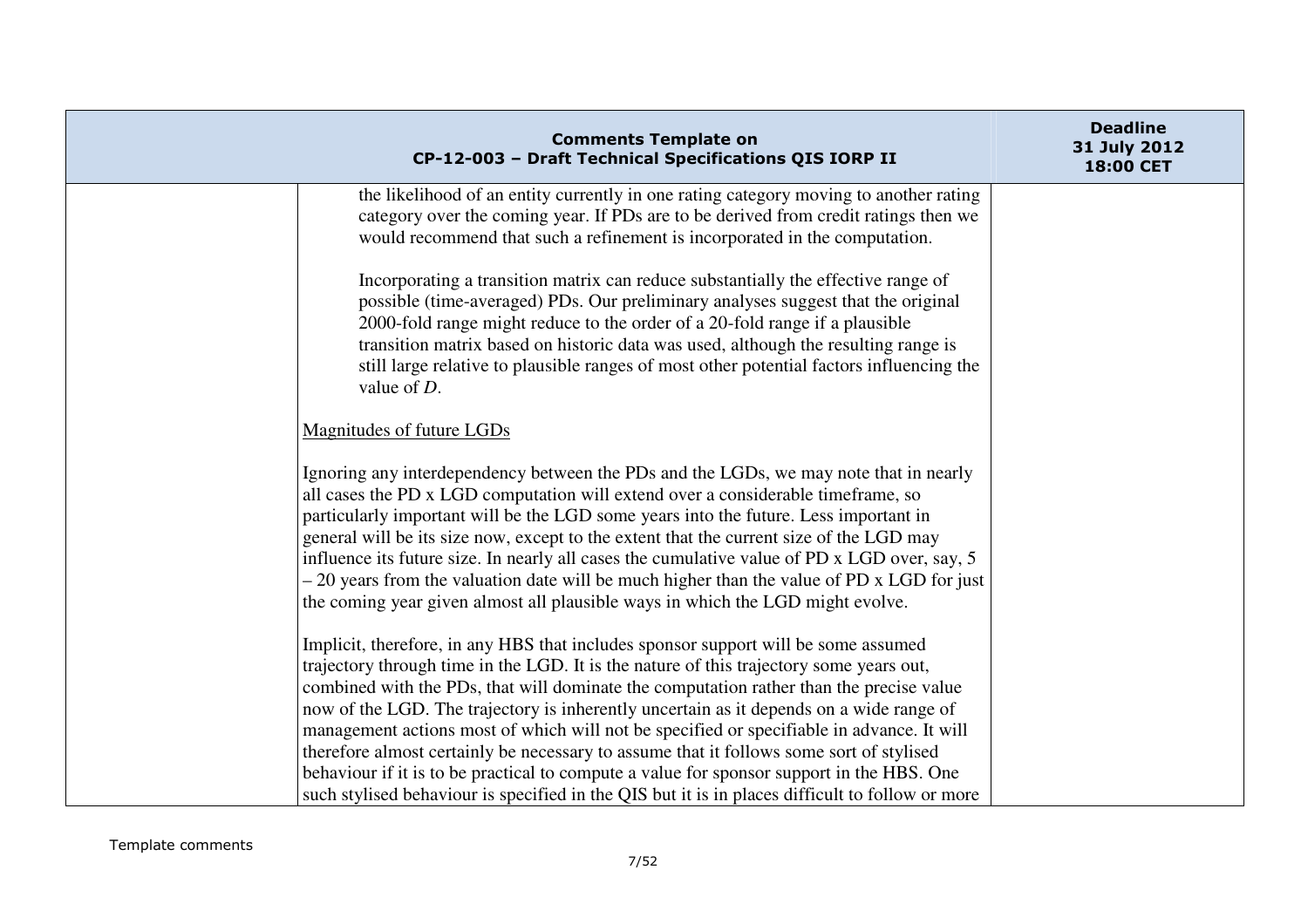| Comments Template on CP-12-003 – Draft Technical Specifications QIS IORP II | | Deadline 31 July 2012 18:00 CET |
|---|---|---|
| | the likelihood of an entity currently in one rating category moving to another rating category over the coming year. If PDs are to be derived from credit ratings then we would recommend that such a refinement is incorporated in the computation.<br><br>Incorporating a transition matrix can reduce substantially the effective range of possible (time-averaged) PDs. Our preliminary analyses suggest that the original 2000-fold range might reduce to the order of a 20-fold range if a plausible transition matrix based on historic data was used, although the resulting range is still large relative to plausible ranges of most other potential factors influencing the value of *D*.<br><br><u>Magnitudes of future LGDs</u><br><br>Ignoring any interdependency between the PDs and the LGDs, we may note that in nearly all cases the PD x LGD computation will extend over a considerable timeframe, so particularly important will be the LGD some years into the future. Less important in general will be its size now, except to the extent that the current size of the LGD may influence its future size. In nearly all cases the cumulative value of PD x LGD over, say, 5 – 20 years from the valuation date will be much higher than the value of PD x LGD for just the coming year given almost all plausible ways in which the LGD might evolve.<br><br>Implicit, therefore, in any HBS that includes sponsor support will be some assumed trajectory through time in the LGD. It is the nature of this trajectory some years out, combined with the PDs, that will dominate the computation rather than the precise value now of the LGD. The trajectory is inherently uncertain as it depends on a wide range of management actions most of which will not be specified or specifiable in advance. It will therefore almost certainly be necessary to assume that it follows some sort of stylised behaviour if it is to be practical to compute a value for sponsor support in the HBS. One such stylised behaviour is specified in the QIS but it is in places difficult to follow or more | |

Template comments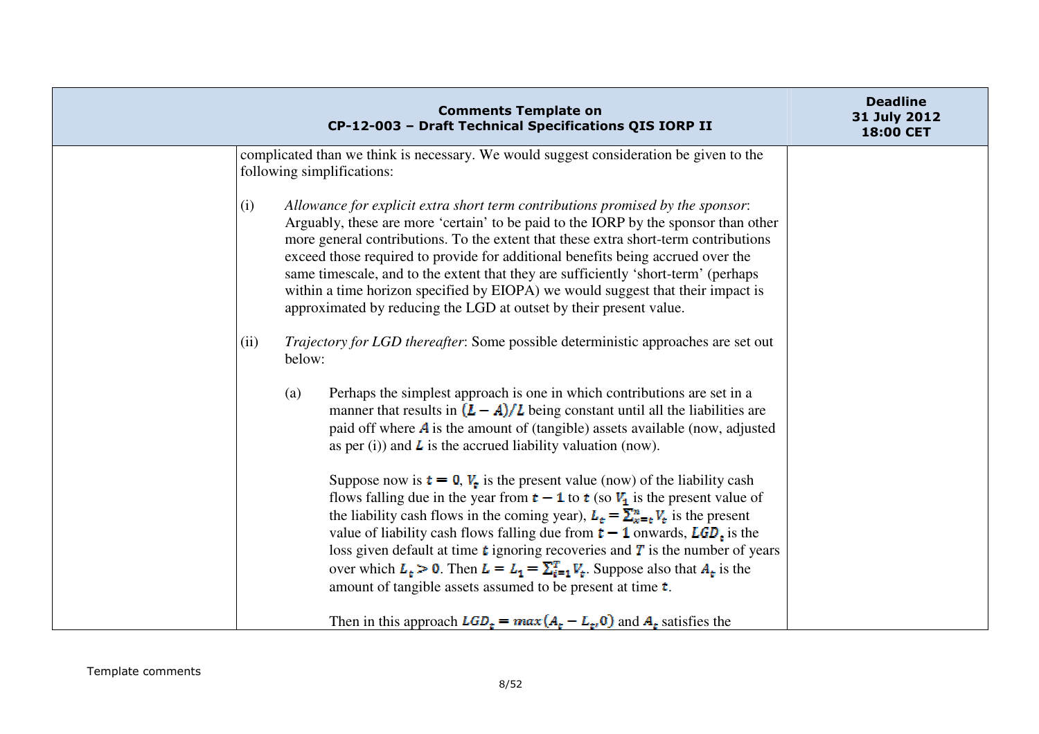complicated than we think is necessary. We would suggest consideration be given to the following simplifications:

(i) *Allowance for explicit extra short term contributions promised by the sponsor*: Arguably, these are more 'certain' to be paid to the IORP by the sponsor than other more general contributions. To the extent that these extra short-term contributions exceed those required to provide for additional benefits being accrued over the same timescale, and to the extent that they are sufficiently 'short-term' (perhaps within a time horizon specified by EIOPA) we would suggest that their impact is approximated by reducing the LGD at outset by their present value.

(ii) *Trajectory for LGD thereafter*: Some possible deterministic approaches are set out below:

(a) Perhaps the simplest approach is one in which contributions are set in a manner that results in $(L - A)/L$ being constant until all the liabilities are paid off where $A$ is the amount of (tangible) assets available (now, adjusted as per (i)) and $L$ is the accrued liability valuation (now).

Suppose now is $t = 0$, $V_t$ is the present value (now) of the liability cash flows falling due in the year from $t - 1$ to $t$ (so $V_1$ is the present value of the liability cash flows in the coming year), $L_t = \sum_{x=t}^{n} V_t$ is the present value of liability cash flows falling due from $t - 1$ onwards, $LGD_t$ is the loss given default at time $t$ ignoring recoveries and $T$ is the number of years over which $L_t > 0$. Then $L = L_1 = \sum_{i=1}^{T} V_t$. Suppose also that $A_t$ is the amount of tangible assets assumed to be present at time $t$.

Then in this approach $LGD_t = max(A_t - L_t, 0)$ and $A_t$ satisfies the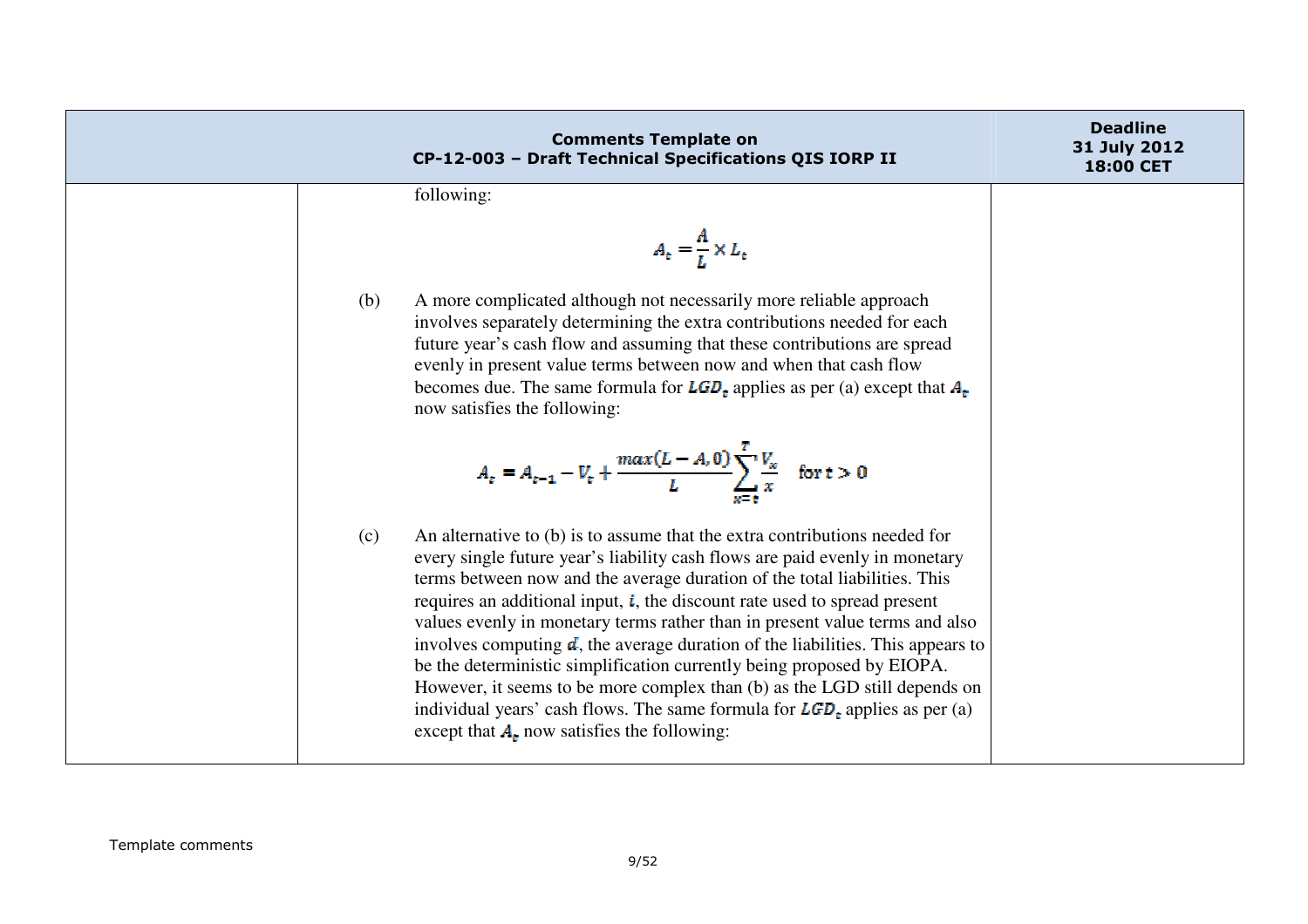| | | |
|---|---|---|
| | following:<br><br>$$A_t = \frac{A}{L} \times L_t$$<br><br>(b) A more complicated although not necessarily more reliable approach involves separately determining the extra contributions needed for each future year's cash flow and assuming that these contributions are spread evenly in present value terms between now and when that cash flow becomes due. The same formula for $LGD_t$ applies as per (a) except that $A_t$ now satisfies the following:<br><br>$$A_t = A_{t-1} - V_t + \frac{max(L - A, 0)}{L} \sum_{x=t}^{T} \frac{V_x}{x} \quad \text{for } t > 0$$<br><br>(c) An alternative to (b) is to assume that the extra contributions needed for every single future year's liability cash flows are paid evenly in monetary terms between now and the average duration of the total liabilities. This requires an additional input, $i$, the discount rate used to spread present values evenly in monetary terms rather than in present value terms and also involves computing $d$, the average duration of the liabilities. This appears to be the deterministic simplification currently being proposed by EIOPA. However, it seems to be more complex than (b) as the LGD still depends on individual years' cash flows. The same formula for $LGD_t$ applies as per (a) except that $A_t$ now satisfies the following: | |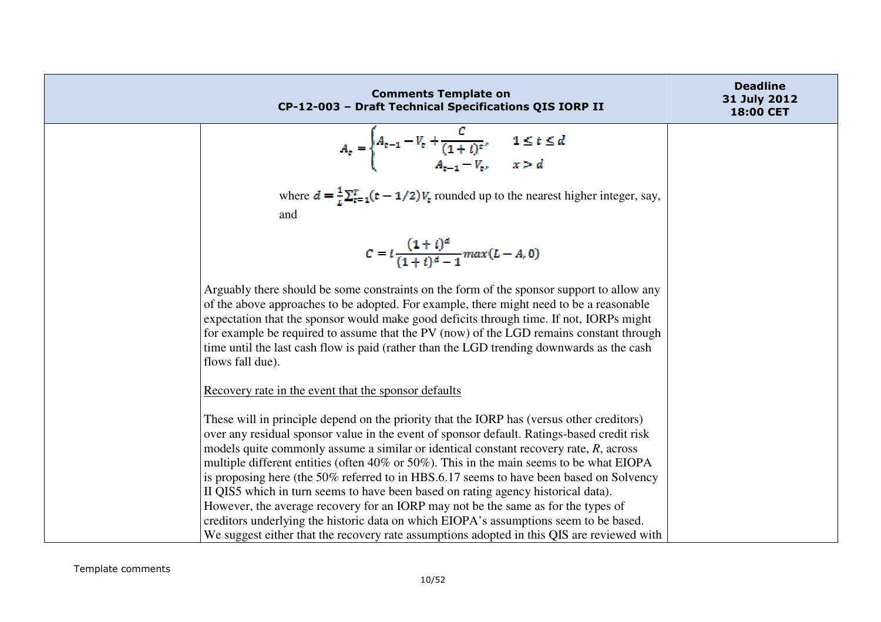| Comments Template on CP-12-003 – Draft Technical Specifications QIS IORP II | | Deadline 31 July 2012 18:00 CET |
|---|---|---|
| | $$A_t = \begin{cases} A_{t-1} - V_t + \dfrac{C}{(1+i)^t}, & 1 \le t \le d \\ A_{t-1} - V_t, & x > d \end{cases}$$ where $d = \frac{1}{L}\sum_{t=1}^{T}(t - 1/2)V_t$ rounded up to the nearest higher integer, say, and $$C = i\frac{(1+i)^d}{(1+i)^d - 1}max(L - A, 0)$$ Arguably there should be some constraints on the form of the sponsor support to allow any of the above approaches to be adopted. For example, there might need to be a reasonable expectation that the sponsor would make good deficits through time. If not, IORPs might for example be required to assume that the PV (now) of the LGD remains constant through time until the last cash flow is paid (rather than the LGD trending downwards as the cash flows fall due). <br><br> Recovery rate in the event that the sponsor defaults <br><br> These will in principle depend on the priority that the IORP has (versus other creditors) over any residual sponsor value in the event of sponsor default. Ratings-based credit risk models quite commonly assume a similar or identical constant recovery rate, *R*, across multiple different entities (often 40% or 50%). This in the main seems to be what EIOPA is proposing here (the 50% referred to in HBS.6.17 seems to have been based on Solvency II QIS5 which in turn seems to have been based on rating agency historical data). However, the average recovery for an IORP may not be the same as for the types of creditors underlying the historic data on which EIOPA's assumptions seem to be based. We suggest either that the recovery rate assumptions adopted in this QIS are reviewed with | |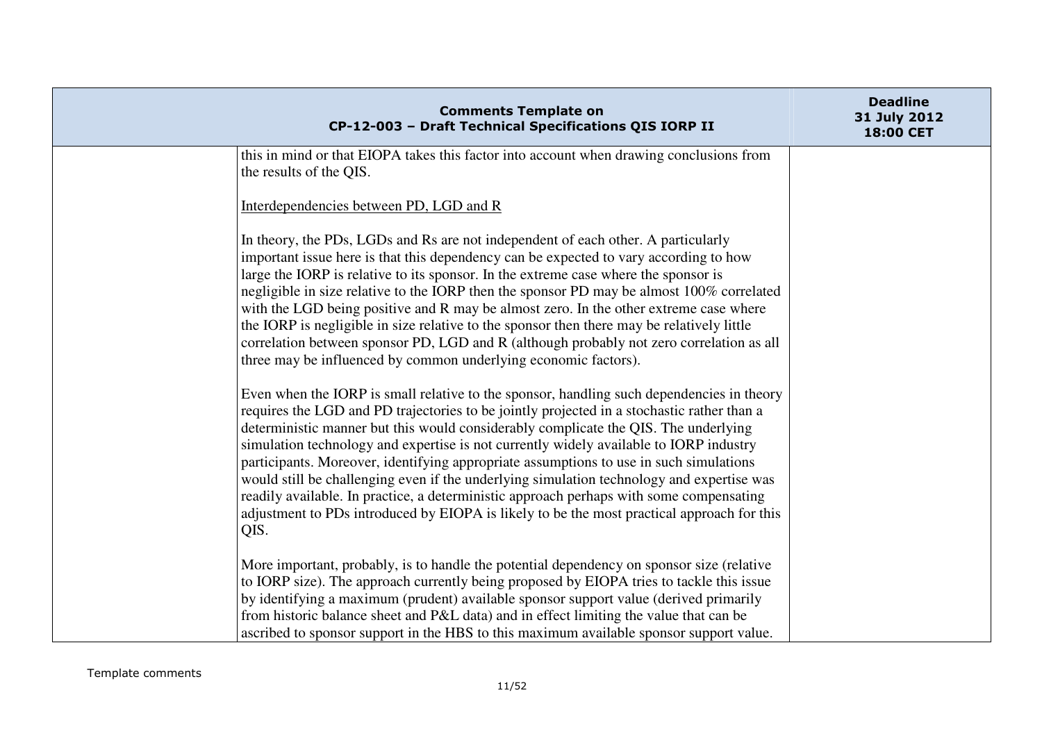this in mind or that EIOPA takes this factor into account when drawing conclusions from the results of the QIS.

Interdependencies between PD, LGD and R

In theory, the PDs, LGDs and Rs are not independent of each other. A particularly important issue here is that this dependency can be expected to vary according to how large the IORP is relative to its sponsor. In the extreme case where the sponsor is negligible in size relative to the IORP then the sponsor PD may be almost 100% correlated with the LGD being positive and R may be almost zero. In the other extreme case where the IORP is negligible in size relative to the sponsor then there may be relatively little correlation between sponsor PD, LGD and R (although probably not zero correlation as all three may be influenced by common underlying economic factors).

Even when the IORP is small relative to the sponsor, handling such dependencies in theory requires the LGD and PD trajectories to be jointly projected in a stochastic rather than a deterministic manner but this would considerably complicate the QIS. The underlying simulation technology and expertise is not currently widely available to IORP industry participants. Moreover, identifying appropriate assumptions to use in such simulations would still be challenging even if the underlying simulation technology and expertise was readily available. In practice, a deterministic approach perhaps with some compensating adjustment to PDs introduced by EIOPA is likely to be the most practical approach for this QIS.

More important, probably, is to handle the potential dependency on sponsor size (relative to IORP size). The approach currently being proposed by EIOPA tries to tackle this issue by identifying a maximum (prudent) available sponsor support value (derived primarily from historic balance sheet and P&L data) and in effect limiting the value that can be ascribed to sponsor support in the HBS to this maximum available sponsor support value.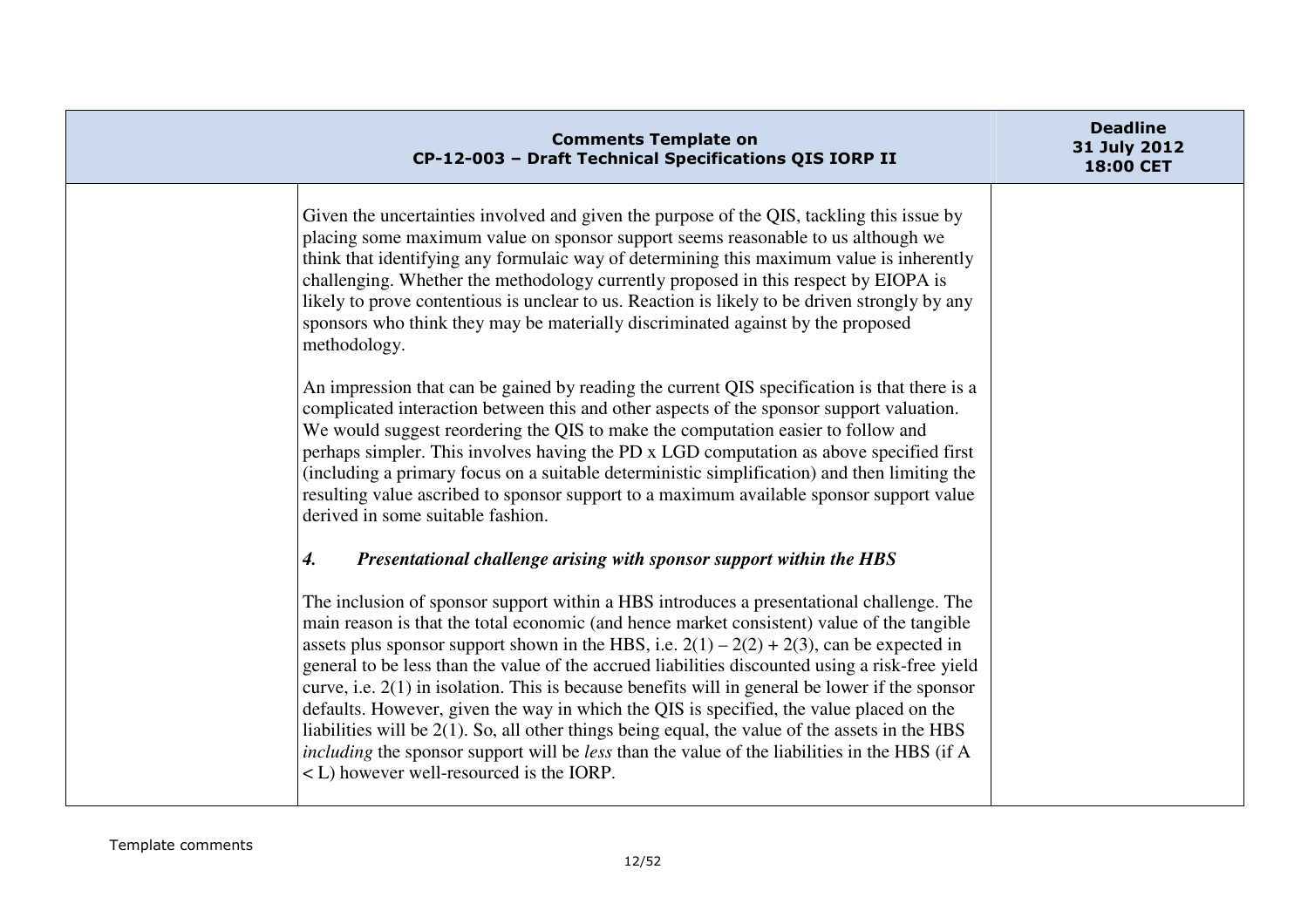Given the uncertainties involved and given the purpose of the QIS, tackling this issue by placing some maximum value on sponsor support seems reasonable to us although we think that identifying any formulaic way of determining this maximum value is inherently challenging. Whether the methodology currently proposed in this respect by EIOPA is likely to prove contentious is unclear to us. Reaction is likely to be driven strongly by any sponsors who think they may be materially discriminated against by the proposed methodology.

An impression that can be gained by reading the current QIS specification is that there is a complicated interaction between this and other aspects of the sponsor support valuation. We would suggest reordering the QIS to make the computation easier to follow and perhaps simpler. This involves having the PD x LGD computation as above specified first (including a primary focus on a suitable deterministic simplification) and then limiting the resulting value ascribed to sponsor support to a maximum available sponsor support value derived in some suitable fashion.

### *4. Presentational challenge arising with sponsor support within the HBS*

The inclusion of sponsor support within a HBS introduces a presentational challenge. The main reason is that the total economic (and hence market consistent) value of the tangible assets plus sponsor support shown in the HBS, i.e. $2(1) - 2(2) + 2(3)$, can be expected in general to be less than the value of the accrued liabilities discounted using a risk-free yield curve, i.e. $2(1)$ in isolation. This is because benefits will in general be lower if the sponsor defaults. However, given the way in which the QIS is specified, the value placed on the liabilities will be $2(1)$. So, all other things being equal, the value of the assets in the HBS *including* the sponsor support will be *less* than the value of the liabilities in the HBS (if $A < L$) however well-resourced is the IORP.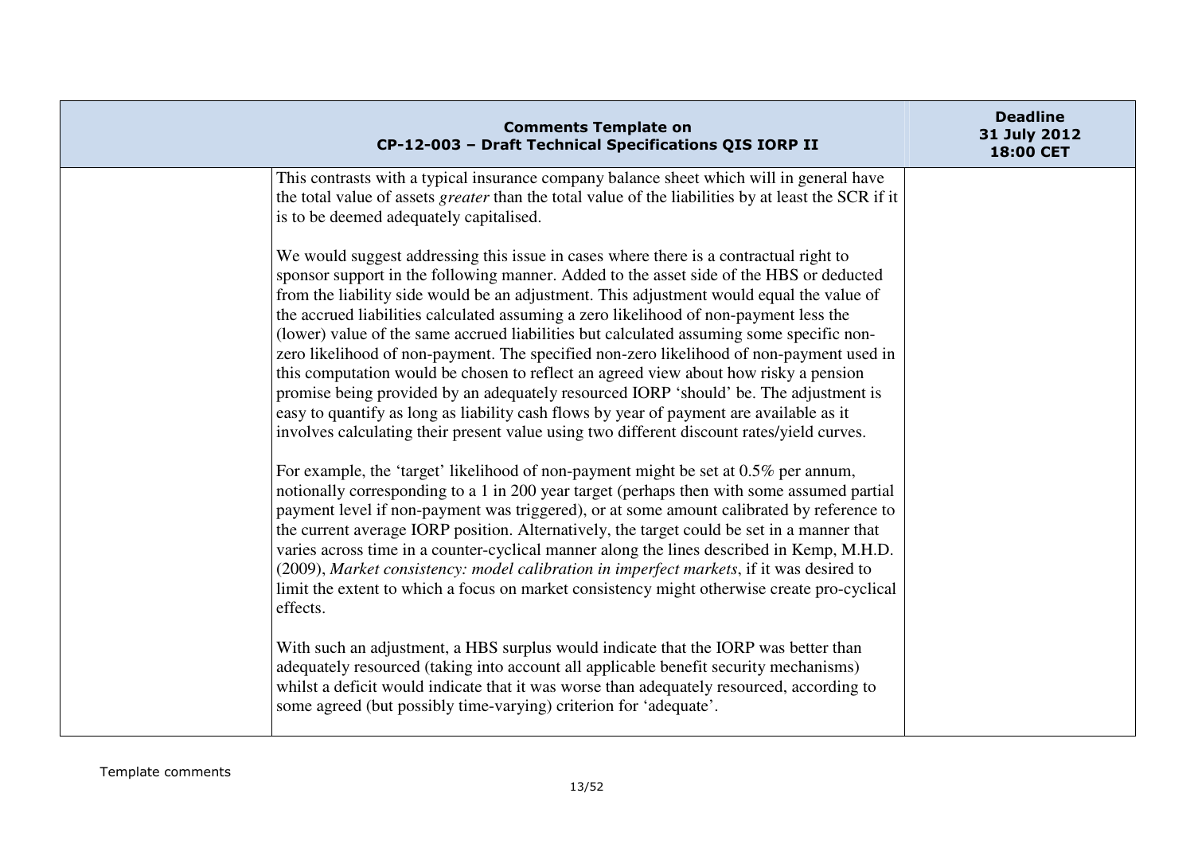| Comments Template on CP-12-003 – Draft Technical Specifications QIS IORP II | | Deadline 31 July 2012 18:00 CET |
|---|---|---|
| | This contrasts with a typical insurance company balance sheet which will in general have the total value of assets *greater* than the total value of the liabilities by at least the SCR if it is to be deemed adequately capitalised.<br><br>We would suggest addressing this issue in cases where there is a contractual right to sponsor support in the following manner. Added to the asset side of the HBS or deducted from the liability side would be an adjustment. This adjustment would equal the value of the accrued liabilities calculated assuming a zero likelihood of non-payment less the (lower) value of the same accrued liabilities but calculated assuming some specific non-zero likelihood of non-payment. The specified non-zero likelihood of non-payment used in this computation would be chosen to reflect an agreed view about how risky a pension promise being provided by an adequately resourced IORP 'should' be. The adjustment is easy to quantify as long as liability cash flows by year of payment are available as it involves calculating their present value using two different discount rates/yield curves.<br><br>For example, the 'target' likelihood of non-payment might be set at 0.5% per annum, notionally corresponding to a 1 in 200 year target (perhaps then with some assumed partial payment level if non-payment was triggered), or at some amount calibrated by reference to the current average IORP position. Alternatively, the target could be set in a manner that varies across time in a counter-cyclical manner along the lines described in Kemp, M.H.D. (2009), *Market consistency: model calibration in imperfect markets*, if it was desired to limit the extent to which a focus on market consistency might otherwise create pro-cyclical effects.<br><br>With such an adjustment, a HBS surplus would indicate that the IORP was better than adequately resourced (taking into account all applicable benefit security mechanisms) whilst a deficit would indicate that it was worse than adequately resourced, according to some agreed (but possibly time-varying) criterion for 'adequate'. | |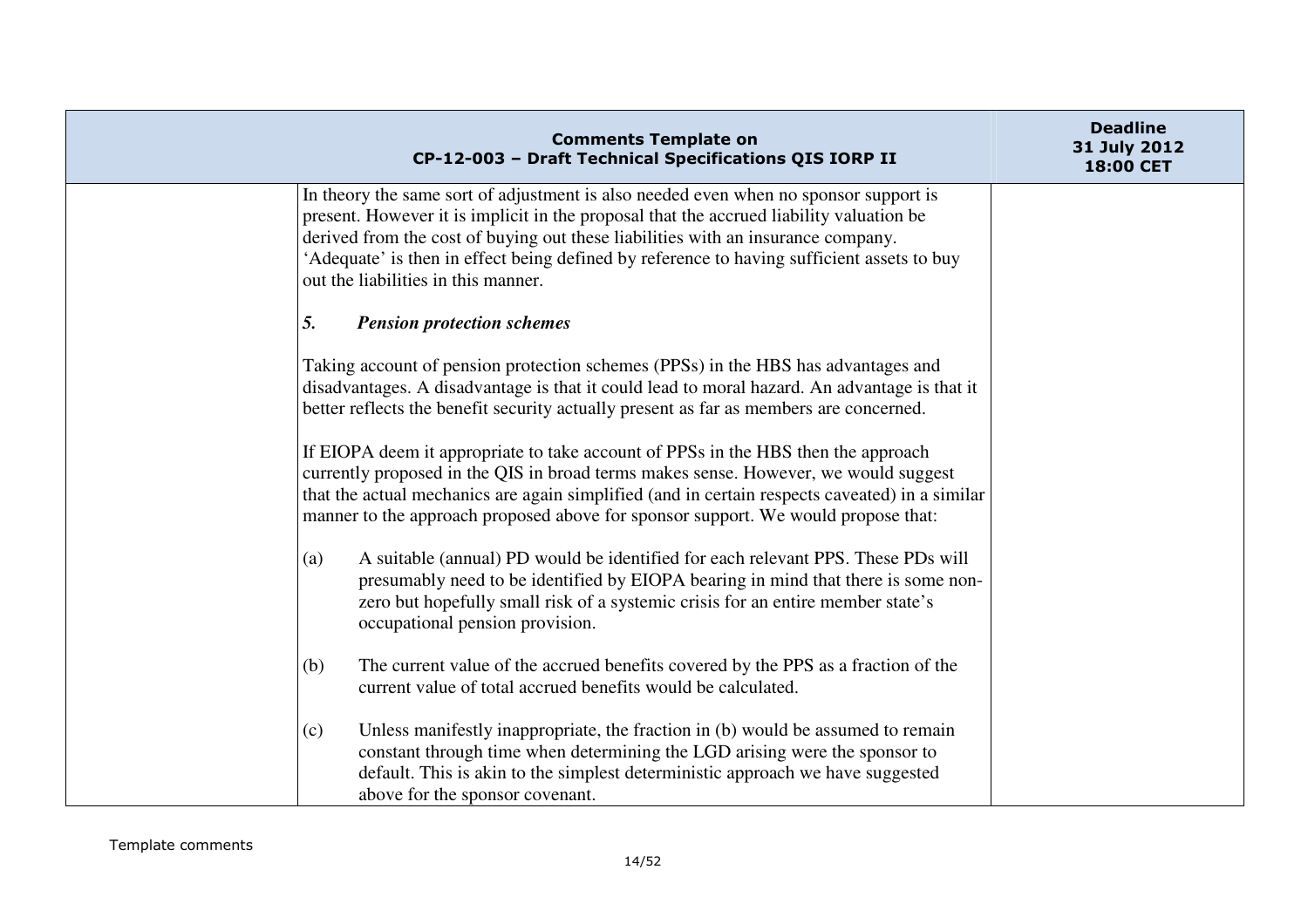In theory the same sort of adjustment is also needed even when no sponsor support is present. However it is implicit in the proposal that the accrued liability valuation be derived from the cost of buying out these liabilities with an insurance company. 'Adequate' is then in effect being defined by reference to having sufficient assets to buy out the liabilities in this manner.

### *5. Pension protection schemes*

Taking account of pension protection schemes (PPSs) in the HBS has advantages and disadvantages. A disadvantage is that it could lead to moral hazard. An advantage is that it better reflects the benefit security actually present as far as members are concerned.

If EIOPA deem it appropriate to take account of PPSs in the HBS then the approach currently proposed in the QIS in broad terms makes sense. However, we would suggest that the actual mechanics are again simplified (and in certain respects caveated) in a similar manner to the approach proposed above for sponsor support. We would propose that:

(a) A suitable (annual) PD would be identified for each relevant PPS. These PDs will presumably need to be identified by EIOPA bearing in mind that there is some non-zero but hopefully small risk of a systemic crisis for an entire member state's occupational pension provision.

(b) The current value of the accrued benefits covered by the PPS as a fraction of the current value of total accrued benefits would be calculated.

(c) Unless manifestly inappropriate, the fraction in (b) would be assumed to remain constant through time when determining the LGD arising were the sponsor to default. This is akin to the simplest deterministic approach we have suggested above for the sponsor covenant.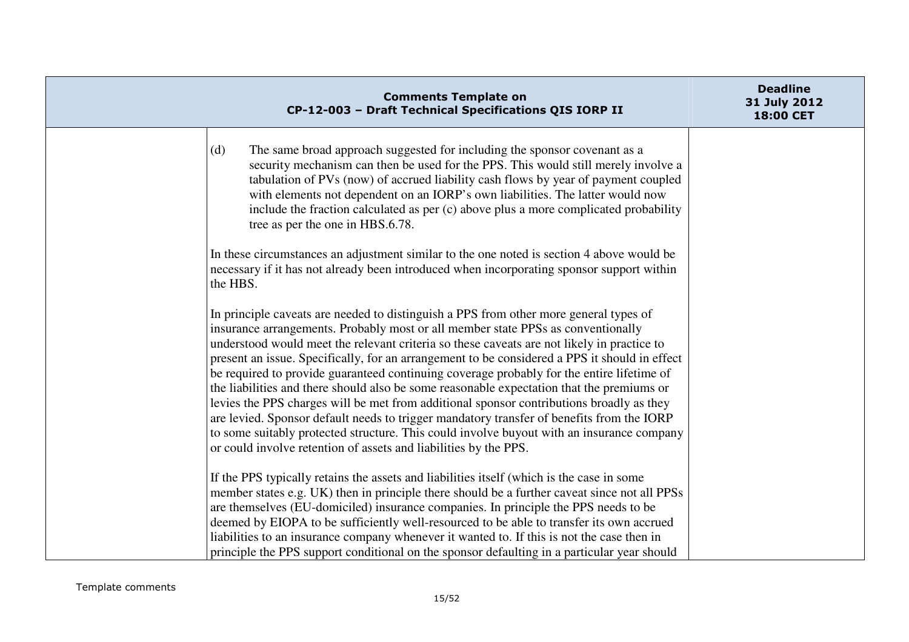| | Comments Template on CP-12-003 – Draft Technical Specifications QIS IORP II | Deadline 31 July 2012 18:00 CET |
|---|---|---|
| | (d) The same broad approach suggested for including the sponsor covenant as a security mechanism can then be used for the PPS. This would still merely involve a tabulation of PVs (now) of accrued liability cash flows by year of payment coupled with elements not dependent on an IORP's own liabilities. The latter would now include the fraction calculated as per (c) above plus a more complicated probability tree as per the one in HBS.6.78.<br><br>In these circumstances an adjustment similar to the one noted is section 4 above would be necessary if it has not already been introduced when incorporating sponsor support within the HBS.<br><br>In principle caveats are needed to distinguish a PPS from other more general types of insurance arrangements. Probably most or all member state PPSs as conventionally understood would meet the relevant criteria so these caveats are not likely in practice to present an issue. Specifically, for an arrangement to be considered a PPS it should in effect be required to provide guaranteed continuing coverage probably for the entire lifetime of the liabilities and there should also be some reasonable expectation that the premiums or levies the PPS charges will be met from additional sponsor contributions broadly as they are levied. Sponsor default needs to trigger mandatory transfer of benefits from the IORP to some suitably protected structure. This could involve buyout with an insurance company or could involve retention of assets and liabilities by the PPS.<br><br>If the PPS typically retains the assets and liabilities itself (which is the case in some member states e.g. UK) then in principle there should be a further caveat since not all PPSs are themselves (EU-domiciled) insurance companies. In principle the PPS needs to be deemed by EIOPA to be sufficiently well-resourced to be able to transfer its own accrued liabilities to an insurance company whenever it wanted to. If this is not the case then in principle the PPS support conditional on the sponsor defaulting in a particular year should | |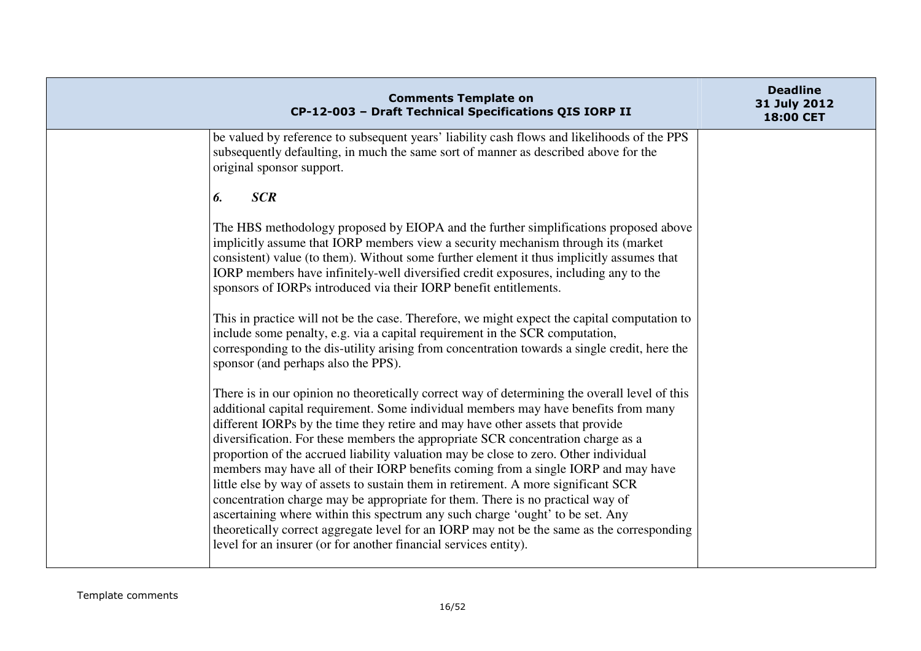be valued by reference to subsequent years' liability cash flows and likelihoods of the PPS subsequently defaulting, in much the same sort of manner as described above for the original sponsor support.

### *6. SCR*

The HBS methodology proposed by EIOPA and the further simplifications proposed above implicitly assume that IORP members view a security mechanism through its (market consistent) value (to them). Without some further element it thus implicitly assumes that IORP members have infinitely-well diversified credit exposures, including any to the sponsors of IORPs introduced via their IORP benefit entitlements.

This in practice will not be the case. Therefore, we might expect the capital computation to include some penalty, e.g. via a capital requirement in the SCR computation, corresponding to the dis-utility arising from concentration towards a single credit, here the sponsor (and perhaps also the PPS).

There is in our opinion no theoretically correct way of determining the overall level of this additional capital requirement. Some individual members may have benefits from many different IORPs by the time they retire and may have other assets that provide diversification. For these members the appropriate SCR concentration charge as a proportion of the accrued liability valuation may be close to zero. Other individual members may have all of their IORP benefits coming from a single IORP and may have little else by way of assets to sustain them in retirement. A more significant SCR concentration charge may be appropriate for them. There is no practical way of ascertaining where within this spectrum any such charge 'ought' to be set. Any theoretically correct aggregate level for an IORP may not be the same as the corresponding level for an insurer (or for another financial services entity).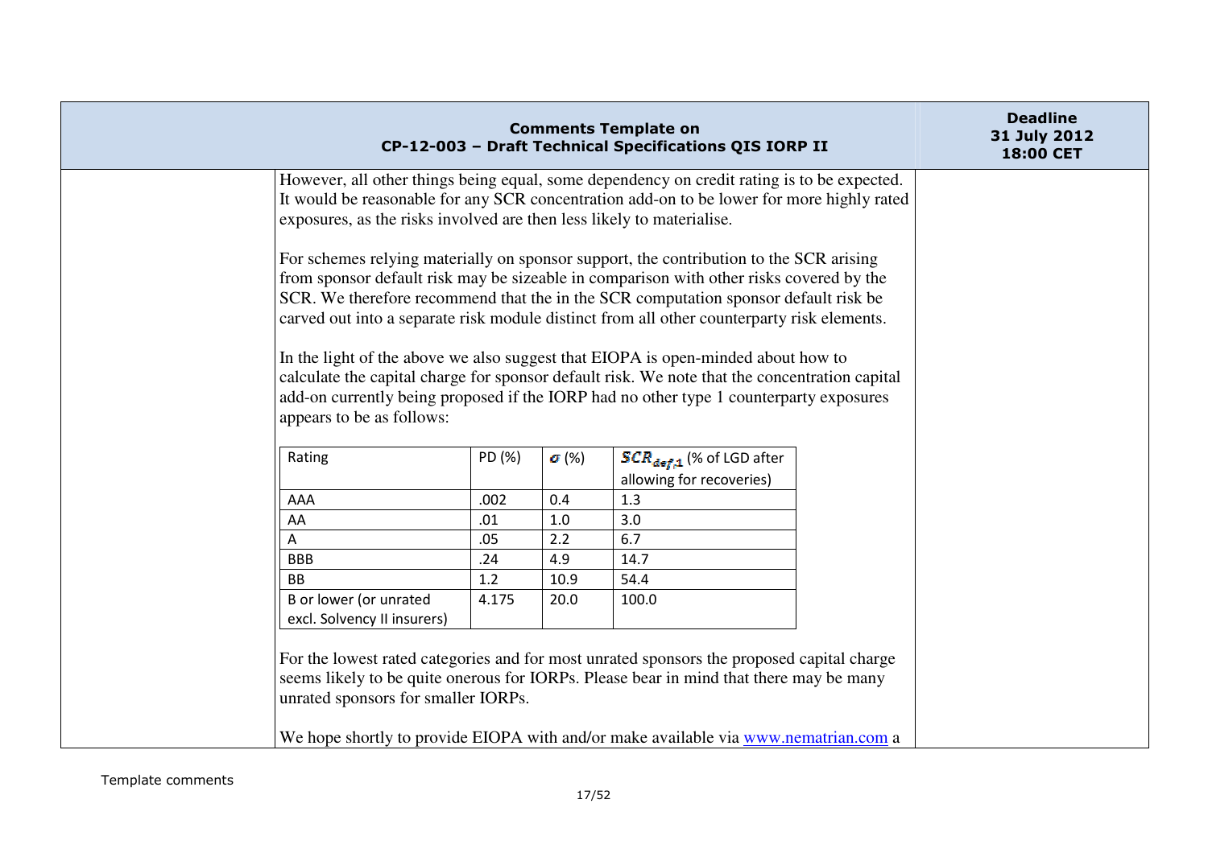However, all other things being equal, some dependency on credit rating is to be expected. It would be reasonable for any SCR concentration add-on to be lower for more highly rated exposures, as the risks involved are then less likely to materialise.

For schemes relying materially on sponsor support, the contribution to the SCR arising from sponsor default risk may be sizeable in comparison with other risks covered by the SCR. We therefore recommend that the in the SCR computation sponsor default risk be carved out into a separate risk module distinct from all other counterparty risk elements.

In the light of the above we also suggest that EIOPA is open-minded about how to calculate the capital charge for sponsor default risk. We note that the concentration capital add-on currently being proposed if the IORP had no other type 1 counterparty exposures appears to be as follows:

| Rating | PD (%) | $\sigma$ (%) | $SCR_{def,1}$ (% of LGD after allowing for recoveries) |
|---|---|---|---|
| AAA | .002 | 0.4 | 1.3 |
| AA | .01 | 1.0 | 3.0 |
| A | .05 | 2.2 | 6.7 |
| BBB | .24 | 4.9 | 14.7 |
| BB | 1.2 | 10.9 | 54.4 |
| B or lower (or unrated excl. Solvency II insurers) | 4.175 | 20.0 | 100.0 |

For the lowest rated categories and for most unrated sponsors the proposed capital charge seems likely to be quite onerous for IORPs. Please bear in mind that there may be many unrated sponsors for smaller IORPs.

We hope shortly to provide EIOPA with and/or make available via www.nematrian.com a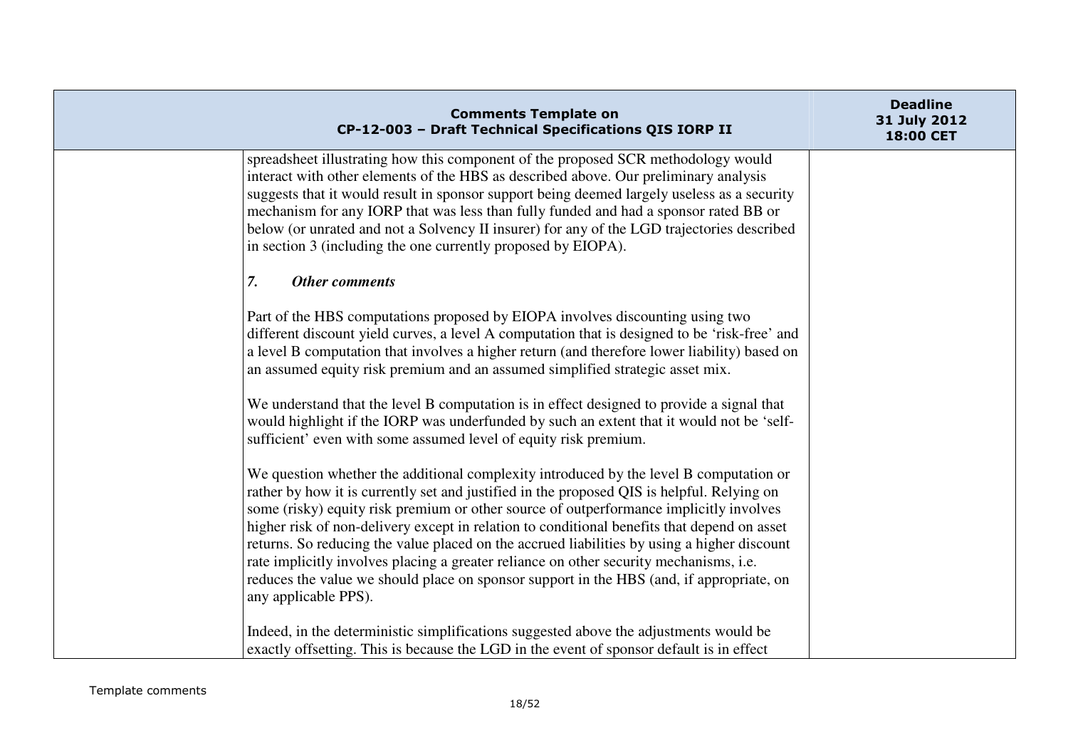spreadsheet illustrating how this component of the proposed SCR methodology would interact with other elements of the HBS as described above. Our preliminary analysis suggests that it would result in sponsor support being deemed largely useless as a security mechanism for any IORP that was less than fully funded and had a sponsor rated BB or below (or unrated and not a Solvency II insurer) for any of the LGD trajectories described in section 3 (including the one currently proposed by EIOPA).

### *7. Other comments*

Part of the HBS computations proposed by EIOPA involves discounting using two different discount yield curves, a level A computation that is designed to be 'risk-free' and a level B computation that involves a higher return (and therefore lower liability) based on an assumed equity risk premium and an assumed simplified strategic asset mix.

We understand that the level B computation is in effect designed to provide a signal that would highlight if the IORP was underfunded by such an extent that it would not be 'self-sufficient' even with some assumed level of equity risk premium.

We question whether the additional complexity introduced by the level B computation or rather by how it is currently set and justified in the proposed QIS is helpful. Relying on some (risky) equity risk premium or other source of outperformance implicitly involves higher risk of non-delivery except in relation to conditional benefits that depend on asset returns. So reducing the value placed on the accrued liabilities by using a higher discount rate implicitly involves placing a greater reliance on other security mechanisms, i.e. reduces the value we should place on sponsor support in the HBS (and, if appropriate, on any applicable PPS).

Indeed, in the deterministic simplifications suggested above the adjustments would be exactly offsetting. This is because the LGD in the event of sponsor default is in effect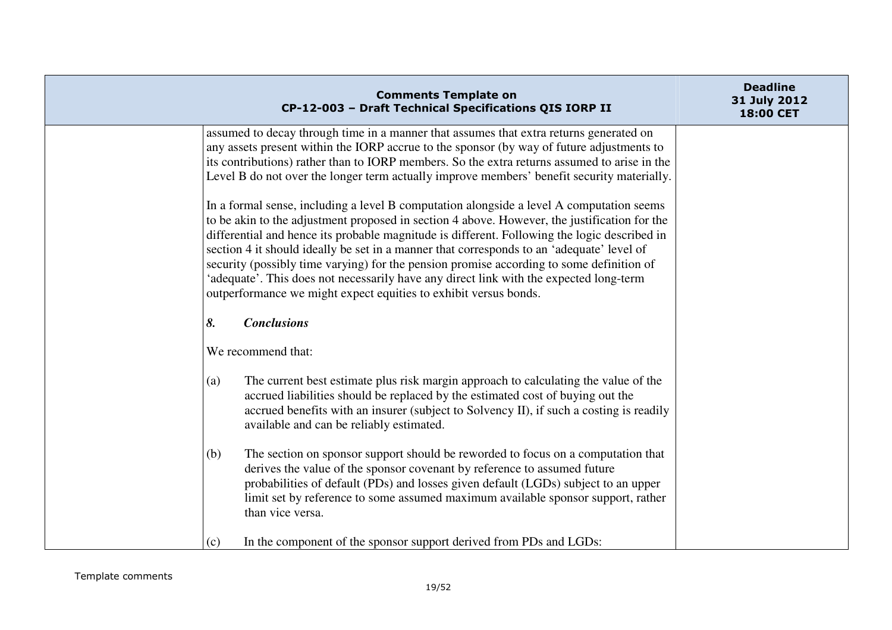| Comments Template on CP-12-003 – Draft Technical Specifications QIS IORP II | | Deadline 31 July 2012 18:00 CET |
|---|---|---|
| | assumed to decay through time in a manner that assumes that extra returns generated on any assets present within the IORP accrue to the sponsor (by way of future adjustments to its contributions) rather than to IORP members. So the extra returns assumed to arise in the Level B do not over the longer term actually improve members' benefit security materially.<br><br>In a formal sense, including a level B computation alongside a level A computation seems to be akin to the adjustment proposed in section 4 above. However, the justification for the differential and hence its probable magnitude is different. Following the logic described in section 4 it should ideally be set in a manner that corresponds to an 'adequate' level of security (possibly time varying) for the pension promise according to some definition of 'adequate'. This does not necessarily have any direct link with the expected long-term outperformance we might expect equities to exhibit versus bonds.<br><br>***8. Conclusions***<br><br>We recommend that:<br><br>(a) The current best estimate plus risk margin approach to calculating the value of the accrued liabilities should be replaced by the estimated cost of buying out the accrued benefits with an insurer (subject to Solvency II), if such a costing is readily available and can be reliably estimated.<br><br>(b) The section on sponsor support should be reworded to focus on a computation that derives the value of the sponsor covenant by reference to assumed future probabilities of default (PDs) and losses given default (LGDs) subject to an upper limit set by reference to some assumed maximum available sponsor support, rather than vice versa.<br><br>(c) In the component of the sponsor support derived from PDs and LGDs: | |

Template comments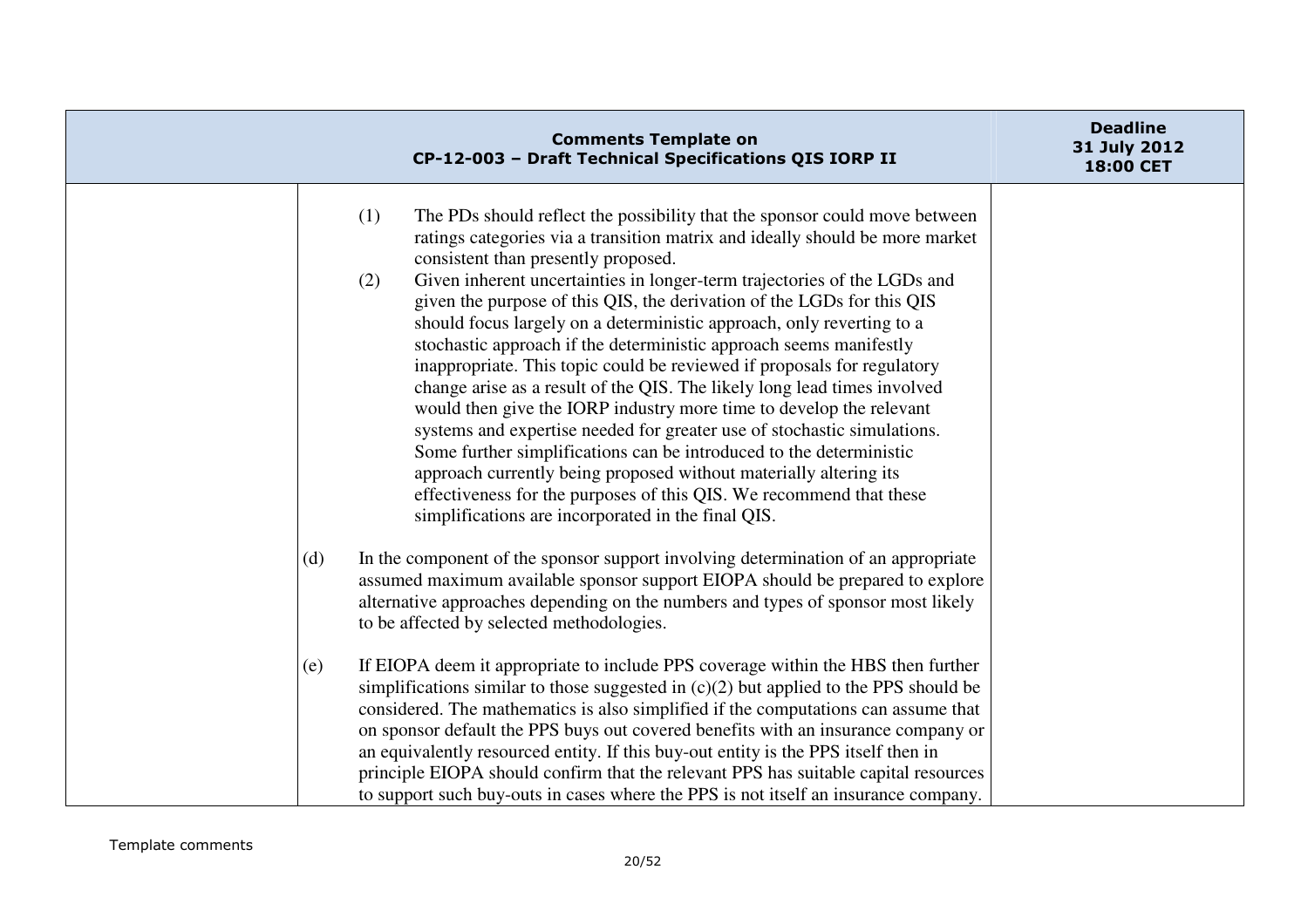| Comments Template on CP-12-003 – Draft Technical Specifications QIS IORP II | | Deadline 31 July 2012 18:00 CET |
|---|---|---|
| | (1) The PDs should reflect the possibility that the sponsor could move between ratings categories via a transition matrix and ideally should be more market consistent than presently proposed.<br><br>(2) Given inherent uncertainties in longer-term trajectories of the LGDs and given the purpose of this QIS, the derivation of the LGDs for this QIS should focus largely on a deterministic approach, only reverting to a stochastic approach if the deterministic approach seems manifestly inappropriate. This topic could be reviewed if proposals for regulatory change arise as a result of the QIS. The likely long lead times involved would then give the IORP industry more time to develop the relevant systems and expertise needed for greater use of stochastic simulations. Some further simplifications can be introduced to the deterministic approach currently being proposed without materially altering its effectiveness for the purposes of this QIS. We recommend that these simplifications are incorporated in the final QIS.<br><br>(d) In the component of the sponsor support involving determination of an appropriate assumed maximum available sponsor support EIOPA should be prepared to explore alternative approaches depending on the numbers and types of sponsor most likely to be affected by selected methodologies.<br><br>(e) If EIOPA deem it appropriate to include PPS coverage within the HBS then further simplifications similar to those suggested in (c)(2) but applied to the PPS should be considered. The mathematics is also simplified if the computations can assume that on sponsor default the PPS buys out covered benefits with an insurance company or an equivalently resourced entity. If this buy-out entity is the PPS itself then in principle EIOPA should confirm that the relevant PPS has suitable capital resources to support such buy-outs in cases where the PPS is not itself an insurance company. | |

Template comments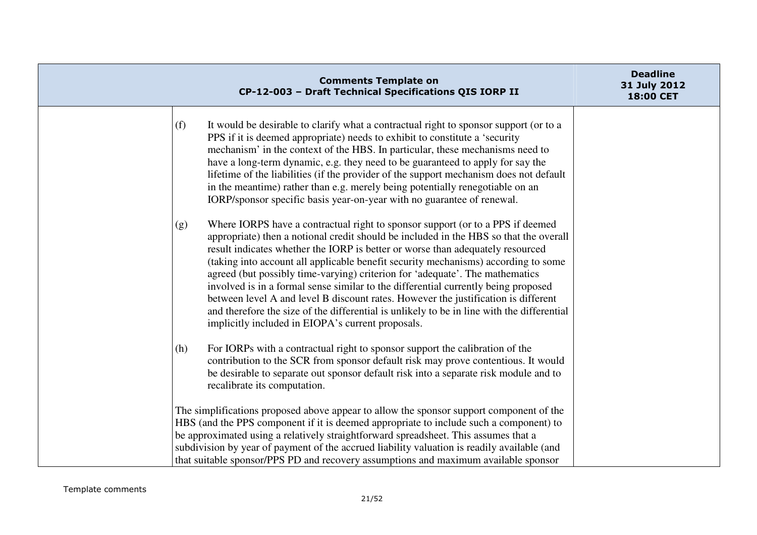(f) It would be desirable to clarify what a contractual right to sponsor support (or to a PPS if it is deemed appropriate) needs to exhibit to constitute a 'security mechanism' in the context of the HBS. In particular, these mechanisms need to have a long-term dynamic, e.g. they need to be guaranteed to apply for say the lifetime of the liabilities (if the provider of the support mechanism does not default in the meantime) rather than e.g. merely being potentially renegotiable on an IORP/sponsor specific basis year-on-year with no guarantee of renewal.

(g) Where IORPS have a contractual right to sponsor support (or to a PPS if deemed appropriate) then a notional credit should be included in the HBS so that the overall result indicates whether the IORP is better or worse than adequately resourced (taking into account all applicable benefit security mechanisms) according to some agreed (but possibly time-varying) criterion for 'adequate'. The mathematics involved is in a formal sense similar to the differential currently being proposed between level A and level B discount rates. However the justification is different and therefore the size of the differential is unlikely to be in line with the differential implicitly included in EIOPA's current proposals.

(h) For IORPs with a contractual right to sponsor support the calibration of the contribution to the SCR from sponsor default risk may prove contentious. It would be desirable to separate out sponsor default risk into a separate risk module and to recalibrate its computation.

The simplifications proposed above appear to allow the sponsor support component of the HBS (and the PPS component if it is deemed appropriate to include such a component) to be approximated using a relatively straightforward spreadsheet. This assumes that a subdivision by year of payment of the accrued liability valuation is readily available (and that suitable sponsor/PPS PD and recovery assumptions and maximum available sponsor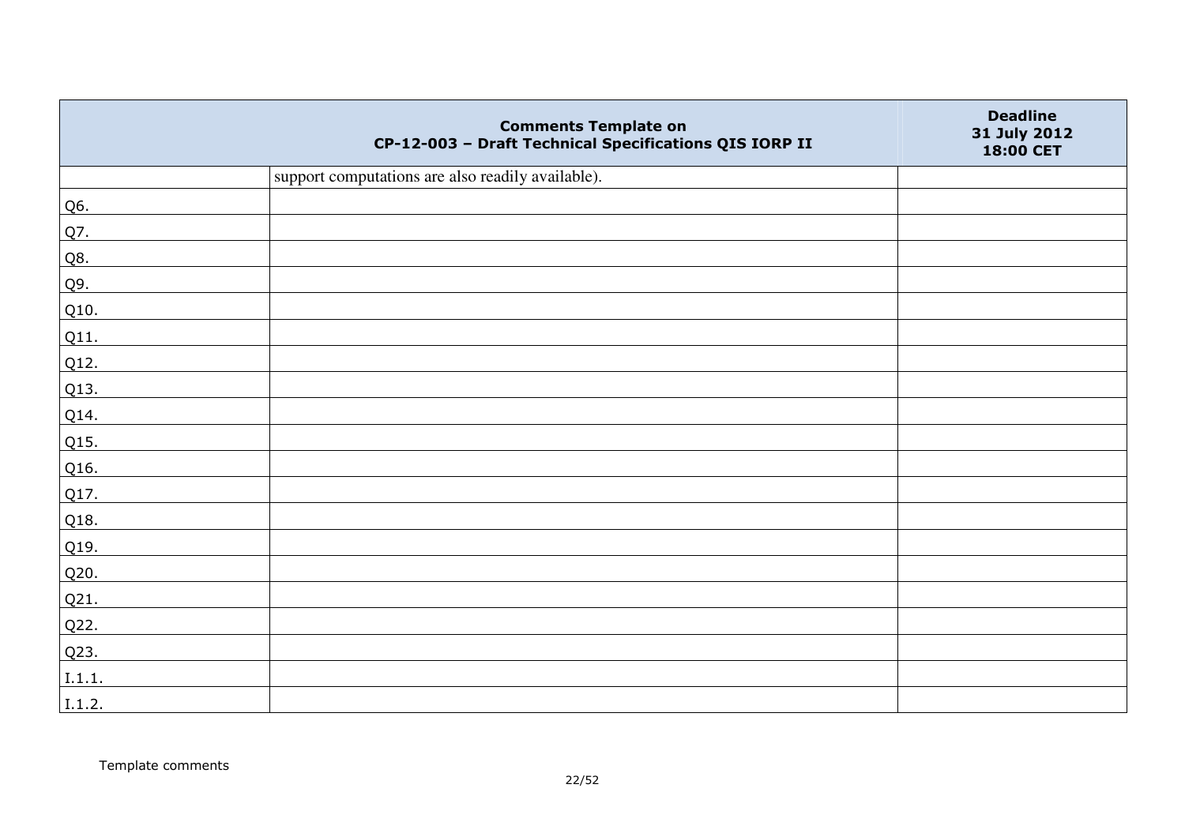| Comments Template on CP-12-003 – Draft Technical Specifications QIS IORP II | | Deadline 31 July 2012 18:00 CET |
|---|---|---|
| | support computations are also readily available). | |
| Q6. | | |
| Q7. | | |
| Q8. | | |
| Q9. | | |
| Q10. | | |
| Q11. | | |
| Q12. | | |
| Q13. | | |
| Q14. | | |
| Q15. | | |
| Q16. | | |
| Q17. | | |
| Q18. | | |
| Q19. | | |
| Q20. | | |
| Q21. | | |
| Q22. | | |
| Q23. | | |
| I.1.1. | | |
| I.1.2. | | |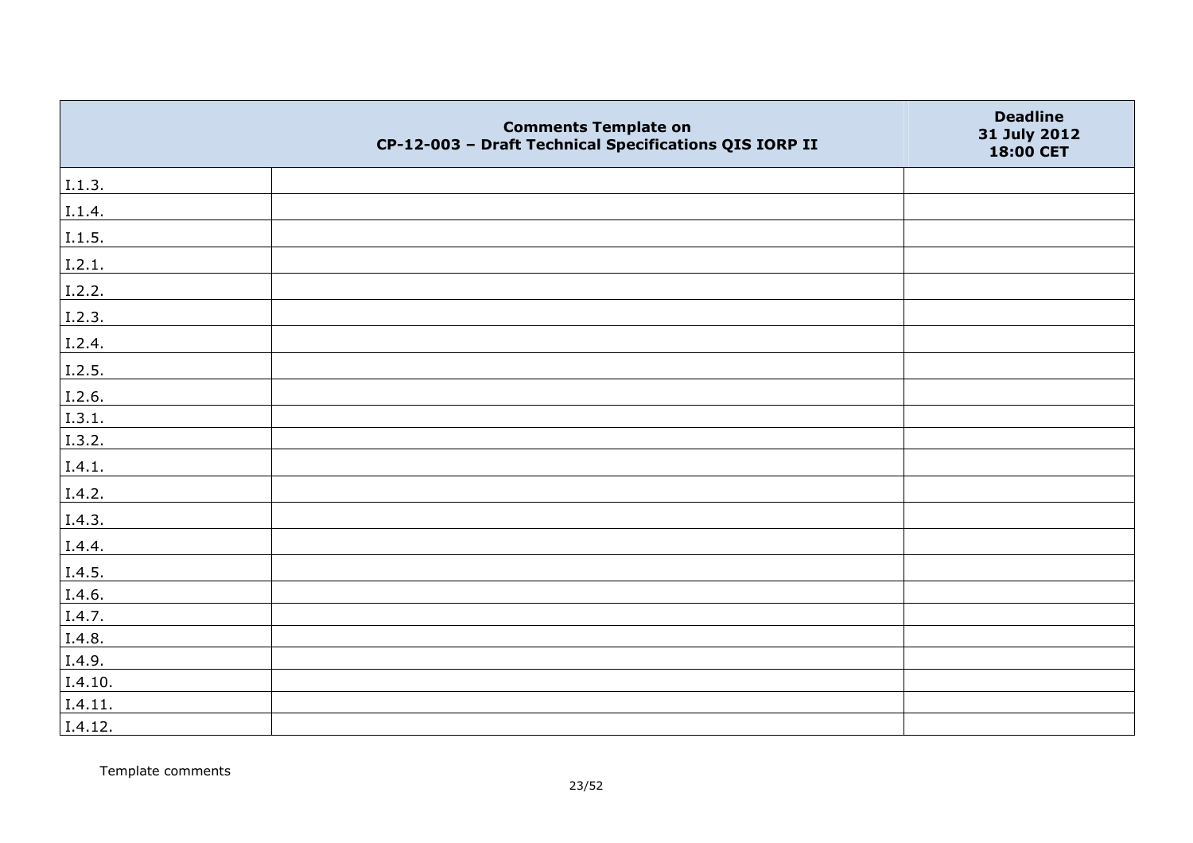| | Comments Template on CP-12-003 – Draft Technical Specifications QIS IORP II | Deadline 31 July 2012 18:00 CET |
|---|---|---|
| I.1.3. | | |
| I.1.4. | | |
| I.1.5. | | |
| I.2.1. | | |
| I.2.2. | | |
| I.2.3. | | |
| I.2.4. | | |
| I.2.5. | | |
| I.2.6. | | |
| I.3.1. | | |
| I.3.2. | | |
| I.4.1. | | |
| I.4.2. | | |
| I.4.3. | | |
| I.4.4. | | |
| I.4.5. | | |
| I.4.6. | | |
| I.4.7. | | |
| I.4.8. | | |
| I.4.9. | | |
| I.4.10. | | |
| I.4.11. | | |
| I.4.12. | | |

Template comments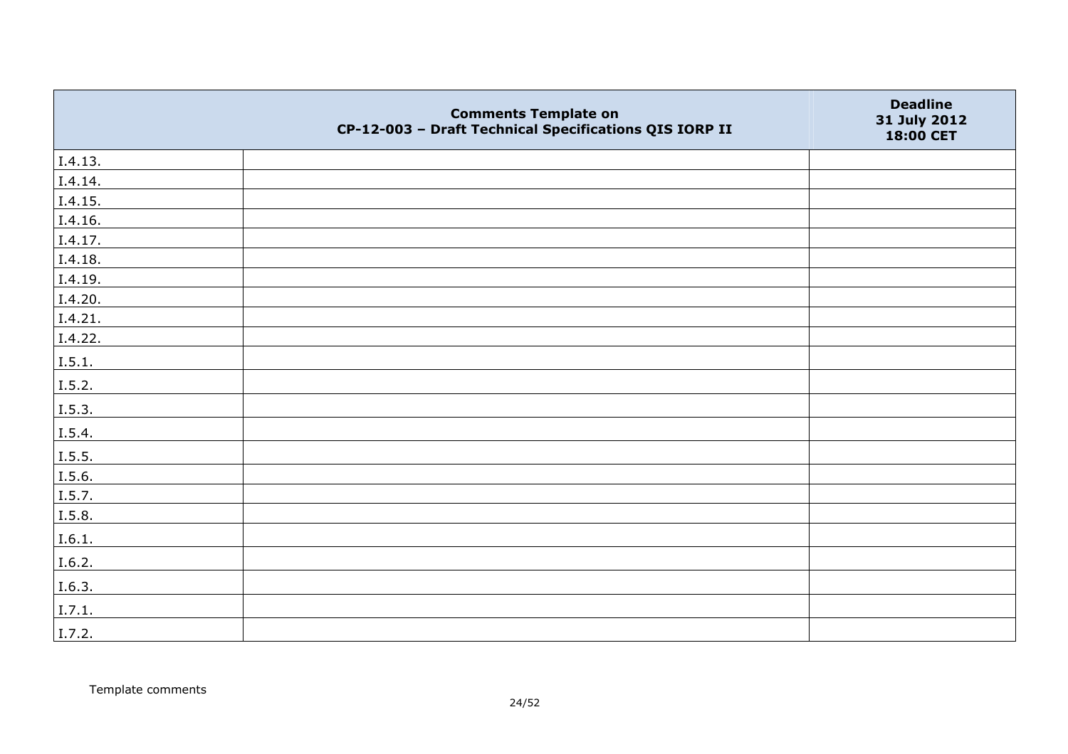| | Comments Template on CP-12-003 – Draft Technical Specifications QIS IORP II | Deadline 31 July 2012 18:00 CET |
|---|---|---|
| I.4.13. | | |
| I.4.14. | | |
| I.4.15. | | |
| I.4.16. | | |
| I.4.17. | | |
| I.4.18. | | |
| I.4.19. | | |
| I.4.20. | | |
| I.4.21. | | |
| I.4.22. | | |
| I.5.1. | | |
| I.5.2. | | |
| I.5.3. | | |
| I.5.4. | | |
| I.5.5. | | |
| I.5.6. | | |
| I.5.7. | | |
| I.5.8. | | |
| I.6.1. | | |
| I.6.2. | | |
| I.6.3. | | |
| I.7.1. | | |
| I.7.2. | | |

Template comments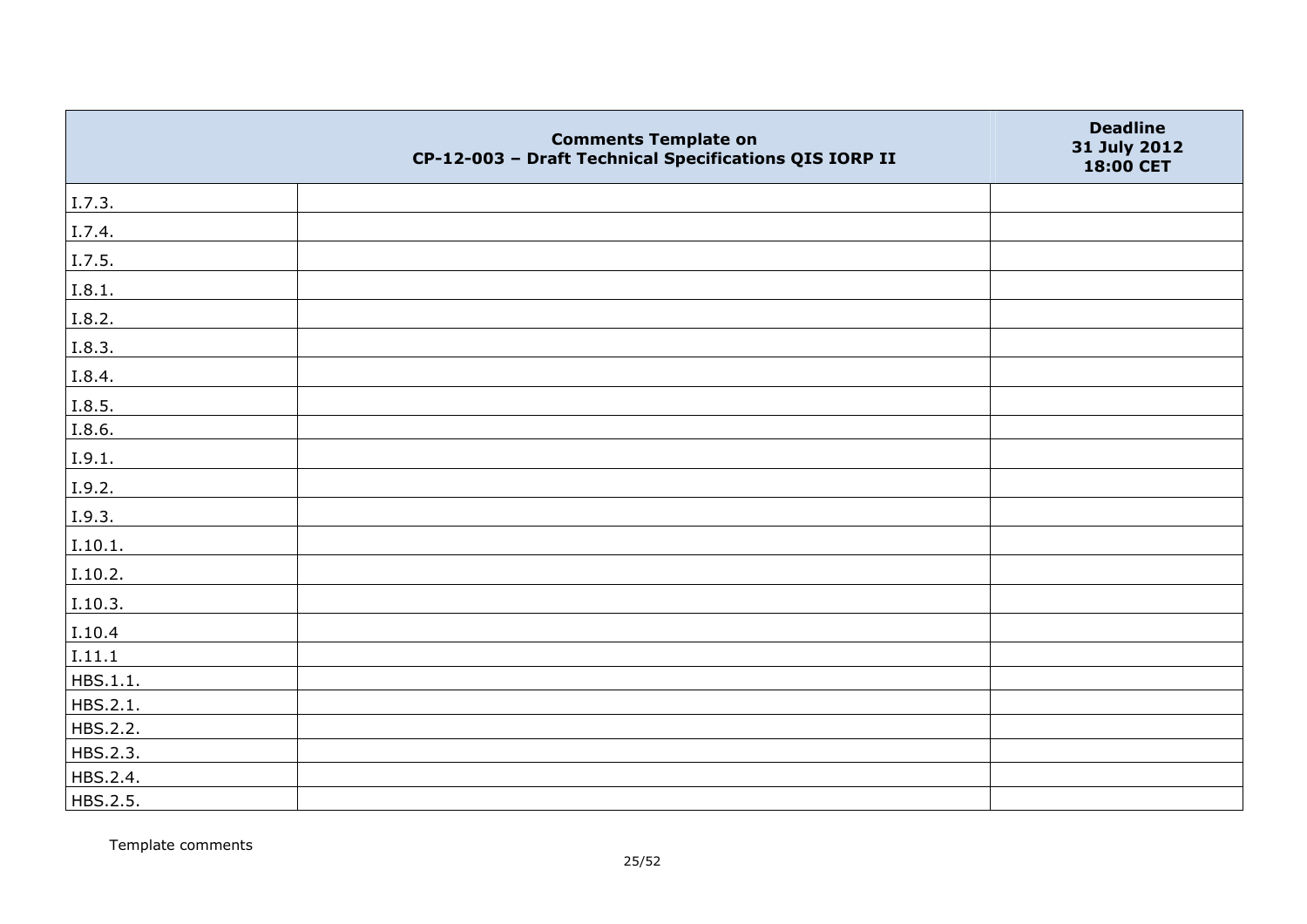| | Comments Template on<br>CP-12-003 – Draft Technical Specifications QIS IORP II | Deadline<br>31 July 2012<br>18:00 CET |
|---|---|---|
| I.7.3. | | |
| I.7.4. | | |
| I.7.5. | | |
| I.8.1. | | |
| I.8.2. | | |
| I.8.3. | | |
| I.8.4. | | |
| I.8.5. | | |
| I.8.6. | | |
| I.9.1. | | |
| I.9.2. | | |
| I.9.3. | | |
| I.10.1. | | |
| I.10.2. | | |
| I.10.3. | | |
| I.10.4 | | |
| I.11.1 | | |
| HBS.1.1. | | |
| HBS.2.1. | | |
| HBS.2.2. | | |
| HBS.2.3. | | |
| HBS.2.4. | | |
| HBS.2.5. | | |

Template comments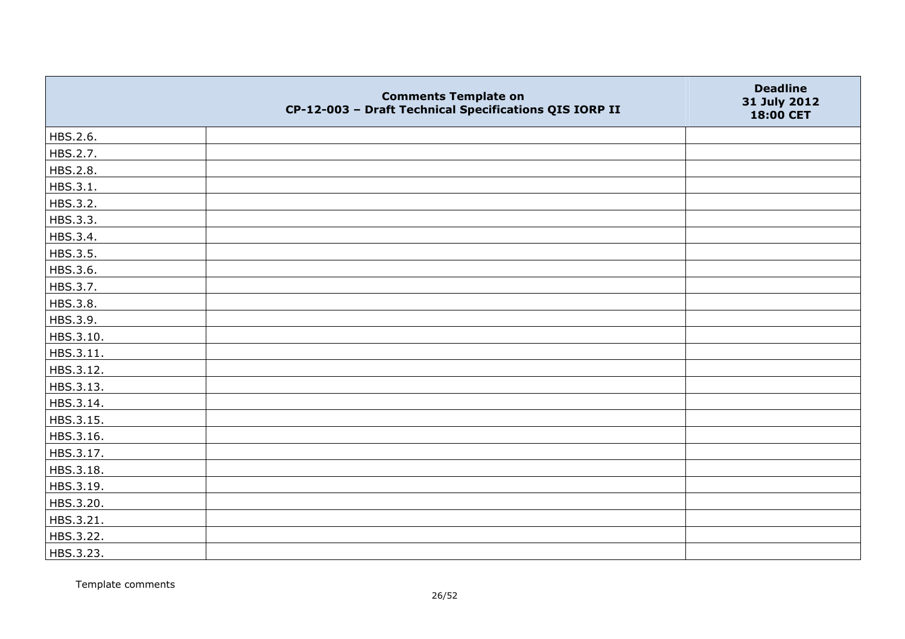|  | Comments Template on CP-12-003 – Draft Technical Specifications QIS IORP II | Deadline 31 July 2012 18:00 CET |
|---|---|---|
| HBS.2.6. |  |  |
| HBS.2.7. |  |  |
| HBS.2.8. |  |  |
| HBS.3.1. |  |  |
| HBS.3.2. |  |  |
| HBS.3.3. |  |  |
| HBS.3.4. |  |  |
| HBS.3.5. |  |  |
| HBS.3.6. |  |  |
| HBS.3.7. |  |  |
| HBS.3.8. |  |  |
| HBS.3.9. |  |  |
| HBS.3.10. |  |  |
| HBS.3.11. |  |  |
| HBS.3.12. |  |  |
| HBS.3.13. |  |  |
| HBS.3.14. |  |  |
| HBS.3.15. |  |  |
| HBS.3.16. |  |  |
| HBS.3.17. |  |  |
| HBS.3.18. |  |  |
| HBS.3.19. |  |  |
| HBS.3.20. |  |  |
| HBS.3.21. |  |  |
| HBS.3.22. |  |  |
| HBS.3.23. |  |  |

Template comments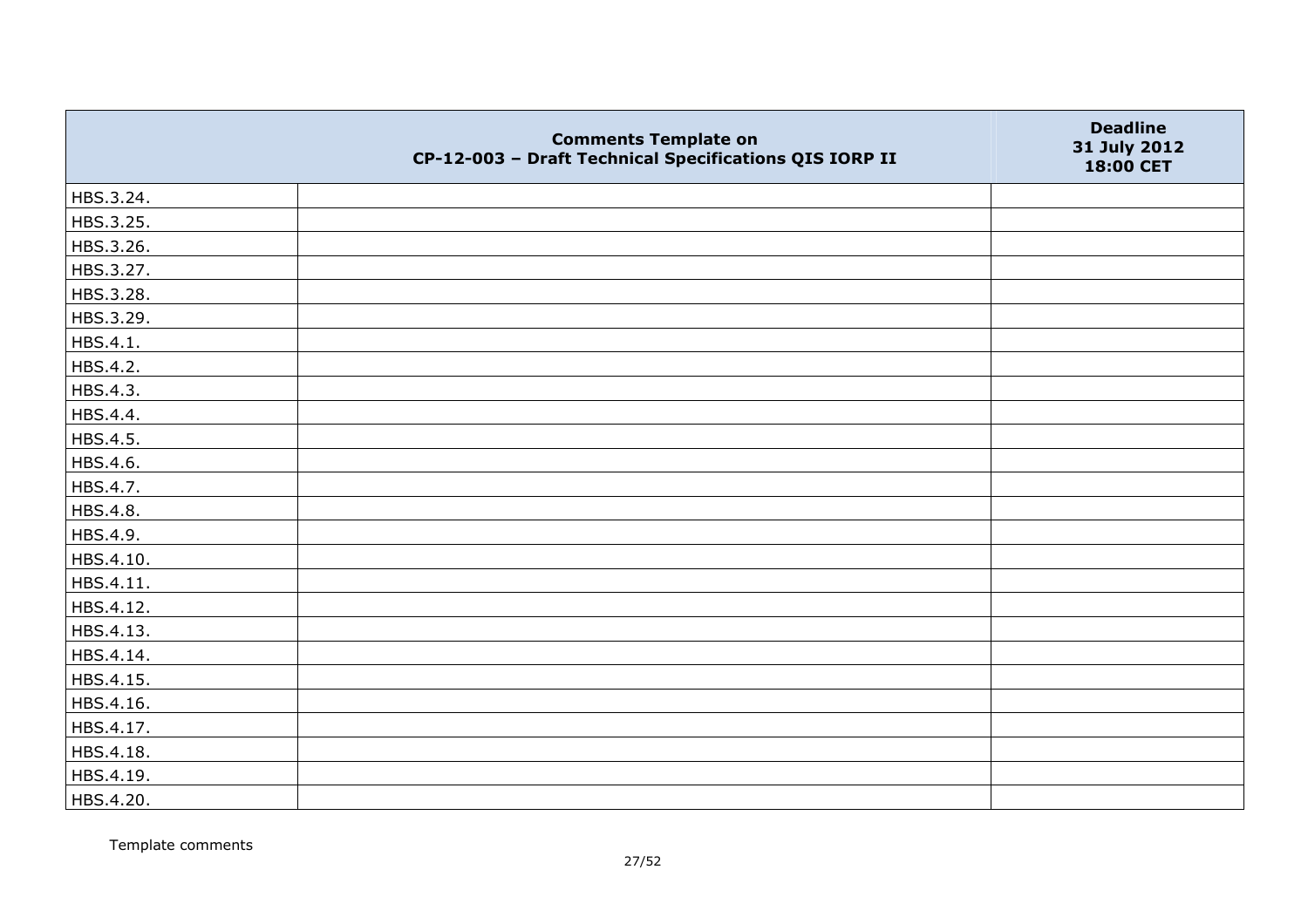|  | Comments Template on CP-12-003 – Draft Technical Specifications QIS IORP II | Deadline 31 July 2012 18:00 CET |
|---|---|---|
| HBS.3.24. |  |  |
| HBS.3.25. |  |  |
| HBS.3.26. |  |  |
| HBS.3.27. |  |  |
| HBS.3.28. |  |  |
| HBS.3.29. |  |  |
| HBS.4.1. |  |  |
| HBS.4.2. |  |  |
| HBS.4.3. |  |  |
| HBS.4.4. |  |  |
| HBS.4.5. |  |  |
| HBS.4.6. |  |  |
| HBS.4.7. |  |  |
| HBS.4.8. |  |  |
| HBS.4.9. |  |  |
| HBS.4.10. |  |  |
| HBS.4.11. |  |  |
| HBS.4.12. |  |  |
| HBS.4.13. |  |  |
| HBS.4.14. |  |  |
| HBS.4.15. |  |  |
| HBS.4.16. |  |  |
| HBS.4.17. |  |  |
| HBS.4.18. |  |  |
| HBS.4.19. |  |  |
| HBS.4.20. |  |  |

Template comments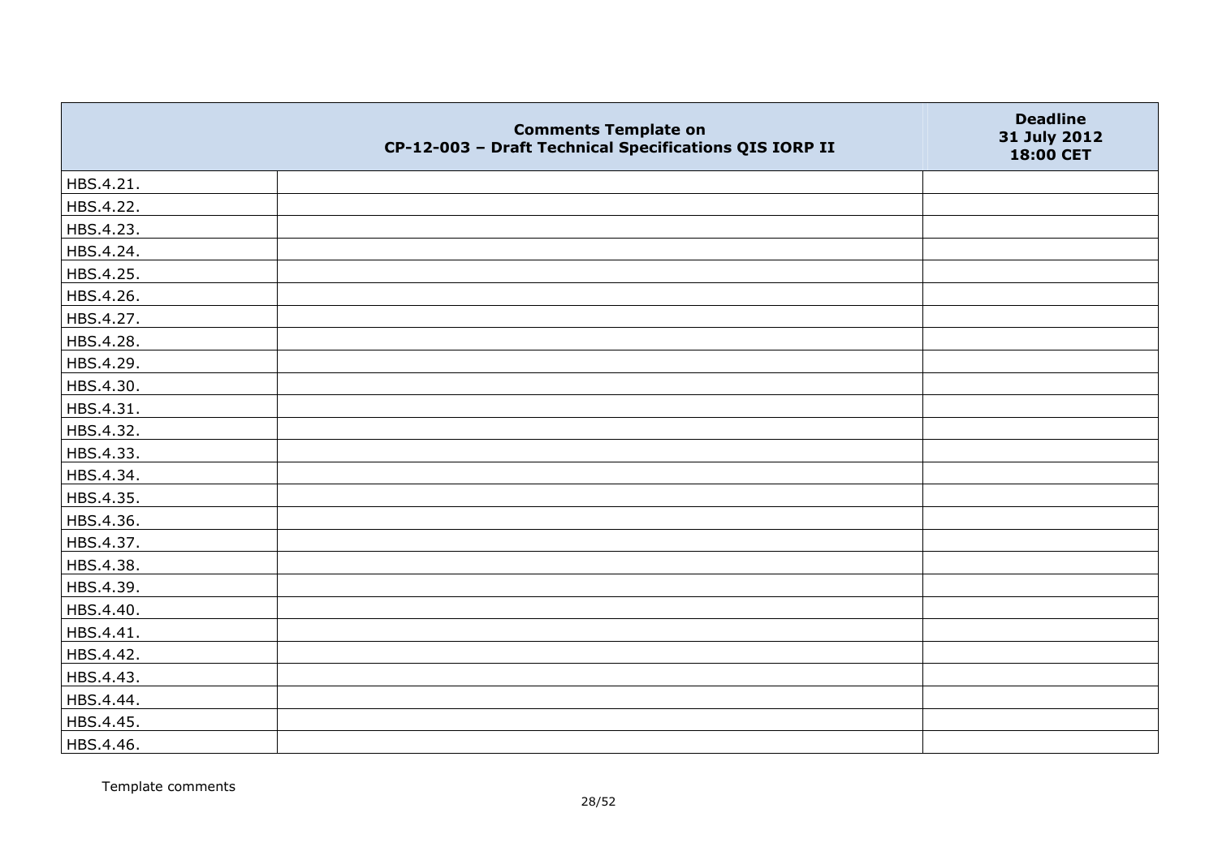| | Comments Template on<br>CP-12-003 – Draft Technical Specifications QIS IORP II | Deadline<br>31 July 2012<br>18:00 CET |
|---|---|---|
| HBS.4.21. | | |
| HBS.4.22. | | |
| HBS.4.23. | | |
| HBS.4.24. | | |
| HBS.4.25. | | |
| HBS.4.26. | | |
| HBS.4.27. | | |
| HBS.4.28. | | |
| HBS.4.29. | | |
| HBS.4.30. | | |
| HBS.4.31. | | |
| HBS.4.32. | | |
| HBS.4.33. | | |
| HBS.4.34. | | |
| HBS.4.35. | | |
| HBS.4.36. | | |
| HBS.4.37. | | |
| HBS.4.38. | | |
| HBS.4.39. | | |
| HBS.4.40. | | |
| HBS.4.41. | | |
| HBS.4.42. | | |
| HBS.4.43. | | |
| HBS.4.44. | | |
| HBS.4.45. | | |
| HBS.4.46. | | |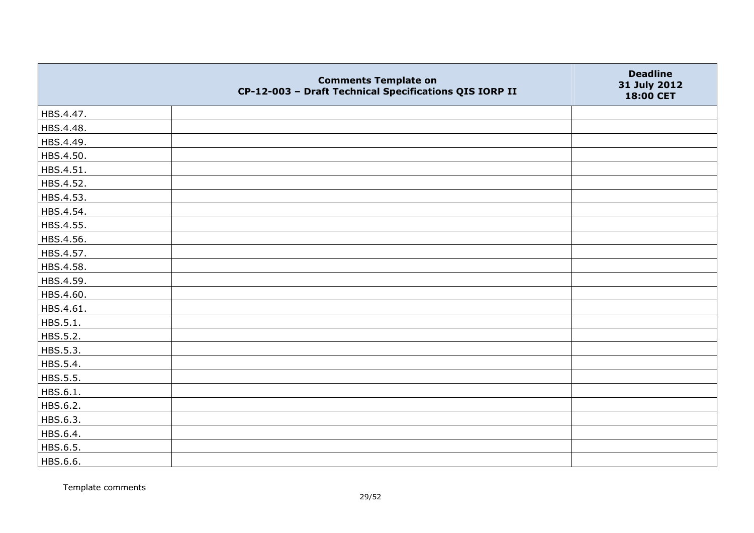| | Comments Template on CP-12-003 – Draft Technical Specifications QIS IORP II | Deadline 31 July 2012 18:00 CET |
|---|---|---|
| HBS.4.47. | | |
| HBS.4.48. | | |
| HBS.4.49. | | |
| HBS.4.50. | | |
| HBS.4.51. | | |
| HBS.4.52. | | |
| HBS.4.53. | | |
| HBS.4.54. | | |
| HBS.4.55. | | |
| HBS.4.56. | | |
| HBS.4.57. | | |
| HBS.4.58. | | |
| HBS.4.59. | | |
| HBS.4.60. | | |
| HBS.4.61. | | |
| HBS.5.1. | | |
| HBS.5.2. | | |
| HBS.5.3. | | |
| HBS.5.4. | | |
| HBS.5.5. | | |
| HBS.6.1. | | |
| HBS.6.2. | | |
| HBS.6.3. | | |
| HBS.6.4. | | |
| HBS.6.5. | | |
| HBS.6.6. | | |

Template comments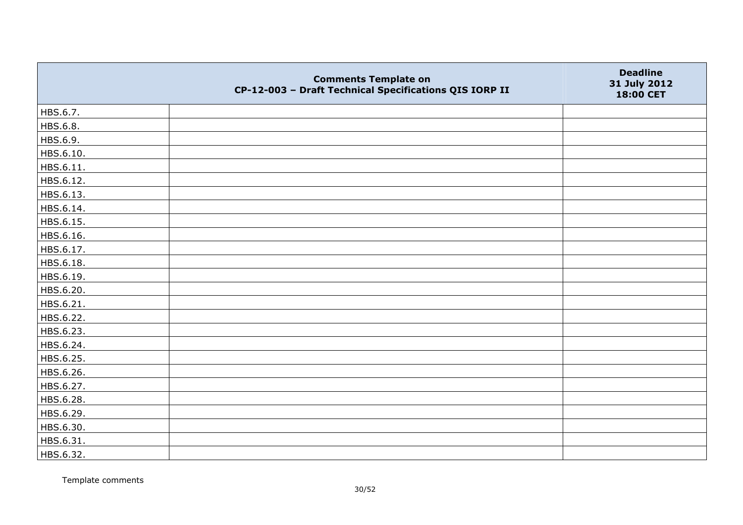| | Comments Template on CP-12-003 – Draft Technical Specifications QIS IORP II | Deadline 31 July 2012 18:00 CET |
|---|---|---|
| HBS.6.7. | | |
| HBS.6.8. | | |
| HBS.6.9. | | |
| HBS.6.10. | | |
| HBS.6.11. | | |
| HBS.6.12. | | |
| HBS.6.13. | | |
| HBS.6.14. | | |
| HBS.6.15. | | |
| HBS.6.16. | | |
| HBS.6.17. | | |
| HBS.6.18. | | |
| HBS.6.19. | | |
| HBS.6.20. | | |
| HBS.6.21. | | |
| HBS.6.22. | | |
| HBS.6.23. | | |
| HBS.6.24. | | |
| HBS.6.25. | | |
| HBS.6.26. | | |
| HBS.6.27. | | |
| HBS.6.28. | | |
| HBS.6.29. | | |
| HBS.6.30. | | |
| HBS.6.31. | | |
| HBS.6.32. | | |

Template comments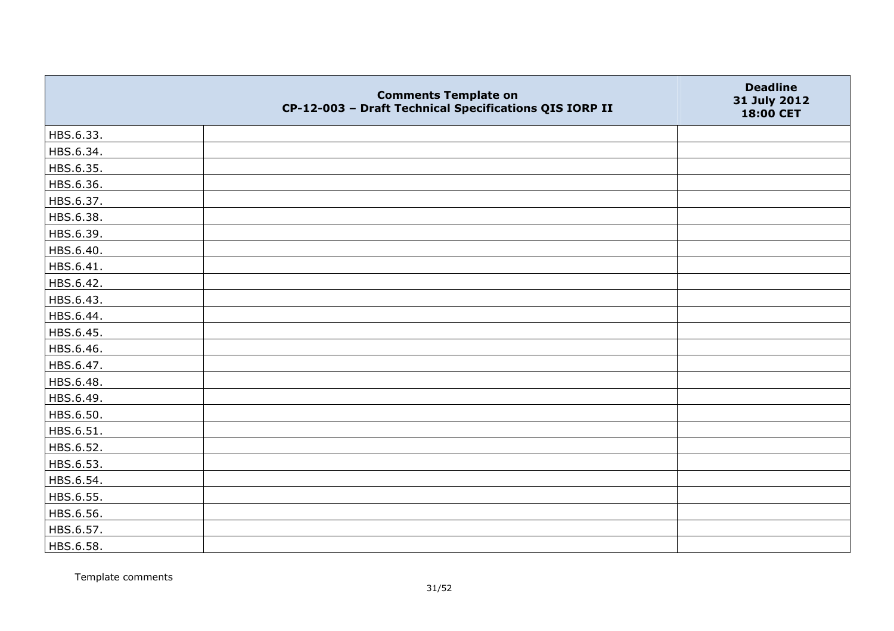|  | Comments Template on CP-12-003 – Draft Technical Specifications QIS IORP II | Deadline 31 July 2012 18:00 CET |
|---|---|---|
| HBS.6.33. | | |
| HBS.6.34. | | |
| HBS.6.35. | | |
| HBS.6.36. | | |
| HBS.6.37. | | |
| HBS.6.38. | | |
| HBS.6.39. | | |
| HBS.6.40. | | |
| HBS.6.41. | | |
| HBS.6.42. | | |
| HBS.6.43. | | |
| HBS.6.44. | | |
| HBS.6.45. | | |
| HBS.6.46. | | |
| HBS.6.47. | | |
| HBS.6.48. | | |
| HBS.6.49. | | |
| HBS.6.50. | | |
| HBS.6.51. | | |
| HBS.6.52. | | |
| HBS.6.53. | | |
| HBS.6.54. | | |
| HBS.6.55. | | |
| HBS.6.56. | | |
| HBS.6.57. | | |
| HBS.6.58. | | |

Template comments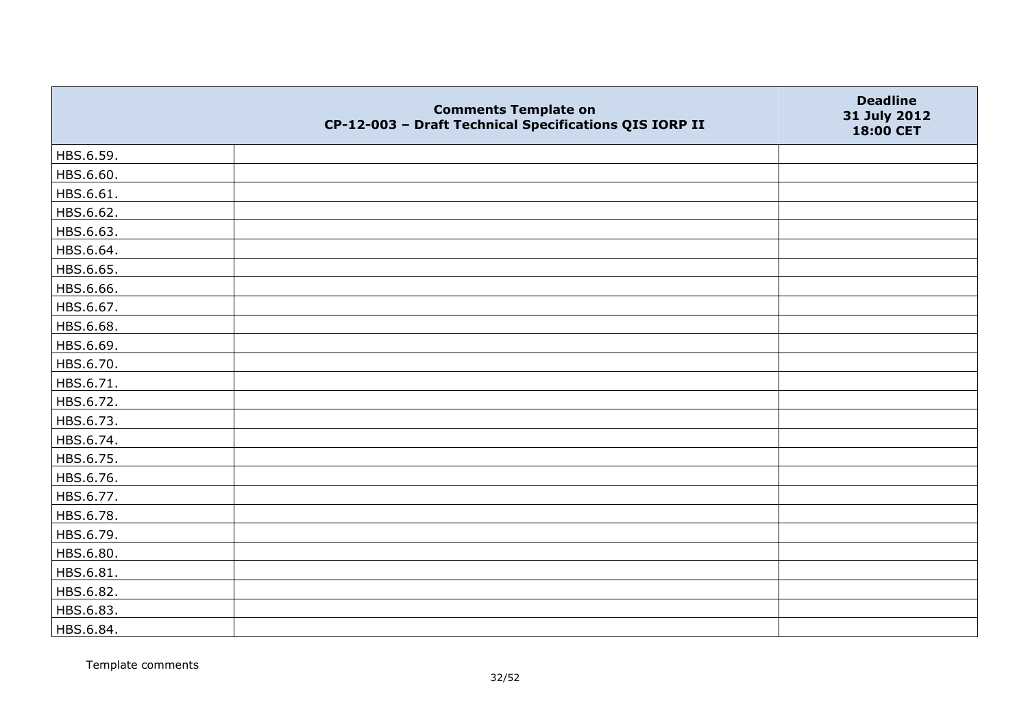| | Comments Template on CP-12-003 – Draft Technical Specifications QIS IORP II | Deadline 31 July 2012 18:00 CET |
|---|---|---|
| HBS.6.59. | | |
| HBS.6.60. | | |
| HBS.6.61. | | |
| HBS.6.62. | | |
| HBS.6.63. | | |
| HBS.6.64. | | |
| HBS.6.65. | | |
| HBS.6.66. | | |
| HBS.6.67. | | |
| HBS.6.68. | | |
| HBS.6.69. | | |
| HBS.6.70. | | |
| HBS.6.71. | | |
| HBS.6.72. | | |
| HBS.6.73. | | |
| HBS.6.74. | | |
| HBS.6.75. | | |
| HBS.6.76. | | |
| HBS.6.77. | | |
| HBS.6.78. | | |
| HBS.6.79. | | |
| HBS.6.80. | | |
| HBS.6.81. | | |
| HBS.6.82. | | |
| HBS.6.83. | | |
| HBS.6.84. | | |

Template comments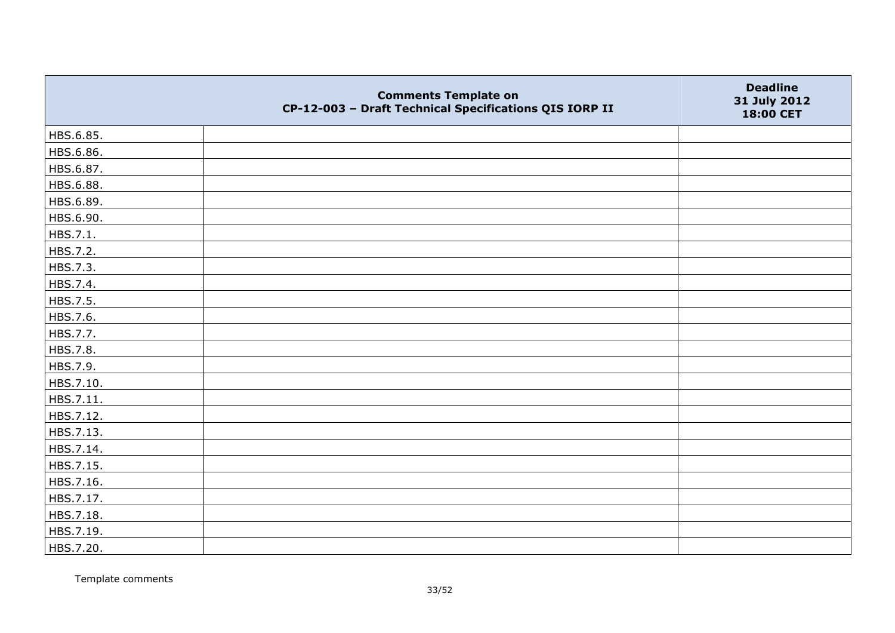| | Comments Template on CP-12-003 – Draft Technical Specifications QIS IORP II | Deadline 31 July 2012 18:00 CET |
|---|---|---|
| HBS.6.85. | | |
| HBS.6.86. | | |
| HBS.6.87. | | |
| HBS.6.88. | | |
| HBS.6.89. | | |
| HBS.6.90. | | |
| HBS.7.1. | | |
| HBS.7.2. | | |
| HBS.7.3. | | |
| HBS.7.4. | | |
| HBS.7.5. | | |
| HBS.7.6. | | |
| HBS.7.7. | | |
| HBS.7.8. | | |
| HBS.7.9. | | |
| HBS.7.10. | | |
| HBS.7.11. | | |
| HBS.7.12. | | |
| HBS.7.13. | | |
| HBS.7.14. | | |
| HBS.7.15. | | |
| HBS.7.16. | | |
| HBS.7.17. | | |
| HBS.7.18. | | |
| HBS.7.19. | | |
| HBS.7.20. | | |

Template comments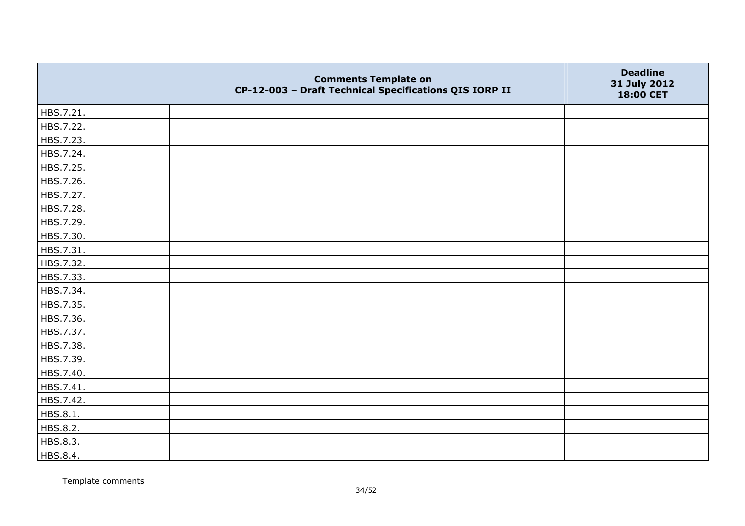|  | Comments Template on CP-12-003 – Draft Technical Specifications QIS IORP II | Deadline 31 July 2012 18:00 CET |
| --- | --- | --- |
| HBS.7.21. |  |  |
| HBS.7.22. |  |  |
| HBS.7.23. |  |  |
| HBS.7.24. |  |  |
| HBS.7.25. |  |  |
| HBS.7.26. |  |  |
| HBS.7.27. |  |  |
| HBS.7.28. |  |  |
| HBS.7.29. |  |  |
| HBS.7.30. |  |  |
| HBS.7.31. |  |  |
| HBS.7.32. |  |  |
| HBS.7.33. |  |  |
| HBS.7.34. |  |  |
| HBS.7.35. |  |  |
| HBS.7.36. |  |  |
| HBS.7.37. |  |  |
| HBS.7.38. |  |  |
| HBS.7.39. |  |  |
| HBS.7.40. |  |  |
| HBS.7.41. |  |  |
| HBS.7.42. |  |  |
| HBS.8.1. |  |  |
| HBS.8.2. |  |  |
| HBS.8.3. |  |  |
| HBS.8.4. |  |  |

Template comments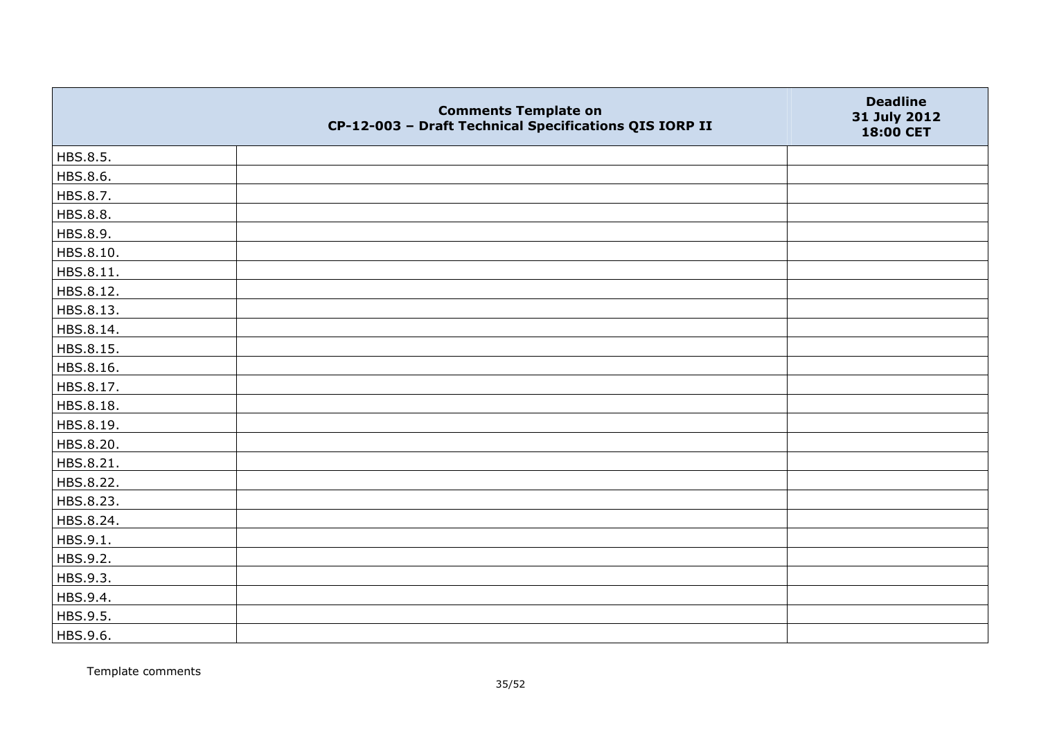| | Comments Template on CP-12-003 – Draft Technical Specifications QIS IORP II | Deadline 31 July 2012 18:00 CET |
|---|---|---|
| HBS.8.5. | | |
| HBS.8.6. | | |
| HBS.8.7. | | |
| HBS.8.8. | | |
| HBS.8.9. | | |
| HBS.8.10. | | |
| HBS.8.11. | | |
| HBS.8.12. | | |
| HBS.8.13. | | |
| HBS.8.14. | | |
| HBS.8.15. | | |
| HBS.8.16. | | |
| HBS.8.17. | | |
| HBS.8.18. | | |
| HBS.8.19. | | |
| HBS.8.20. | | |
| HBS.8.21. | | |
| HBS.8.22. | | |
| HBS.8.23. | | |
| HBS.8.24. | | |
| HBS.9.1. | | |
| HBS.9.2. | | |
| HBS.9.3. | | |
| HBS.9.4. | | |
| HBS.9.5. | | |
| HBS.9.6. | | |

Template comments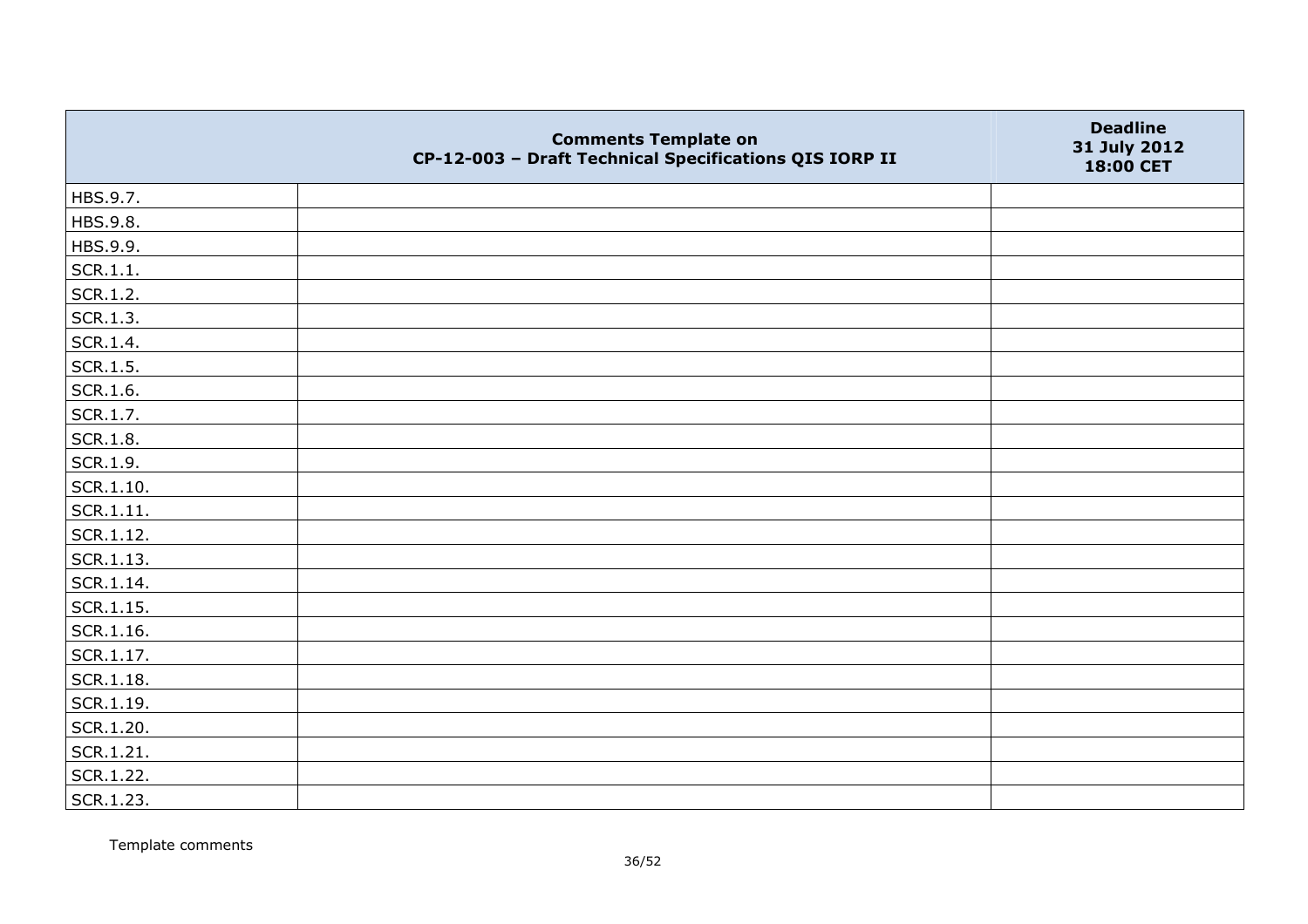| | Comments Template on CP-12-003 – Draft Technical Specifications QIS IORP II | Deadline 31 July 2012 18:00 CET |
|---|---|---|
| HBS.9.7. | | |
| HBS.9.8. | | |
| HBS.9.9. | | |
| SCR.1.1. | | |
| SCR.1.2. | | |
| SCR.1.3. | | |
| SCR.1.4. | | |
| SCR.1.5. | | |
| SCR.1.6. | | |
| SCR.1.7. | | |
| SCR.1.8. | | |
| SCR.1.9. | | |
| SCR.1.10. | | |
| SCR.1.11. | | |
| SCR.1.12. | | |
| SCR.1.13. | | |
| SCR.1.14. | | |
| SCR.1.15. | | |
| SCR.1.16. | | |
| SCR.1.17. | | |
| SCR.1.18. | | |
| SCR.1.19. | | |
| SCR.1.20. | | |
| SCR.1.21. | | |
| SCR.1.22. | | |
| SCR.1.23. | | |

Template comments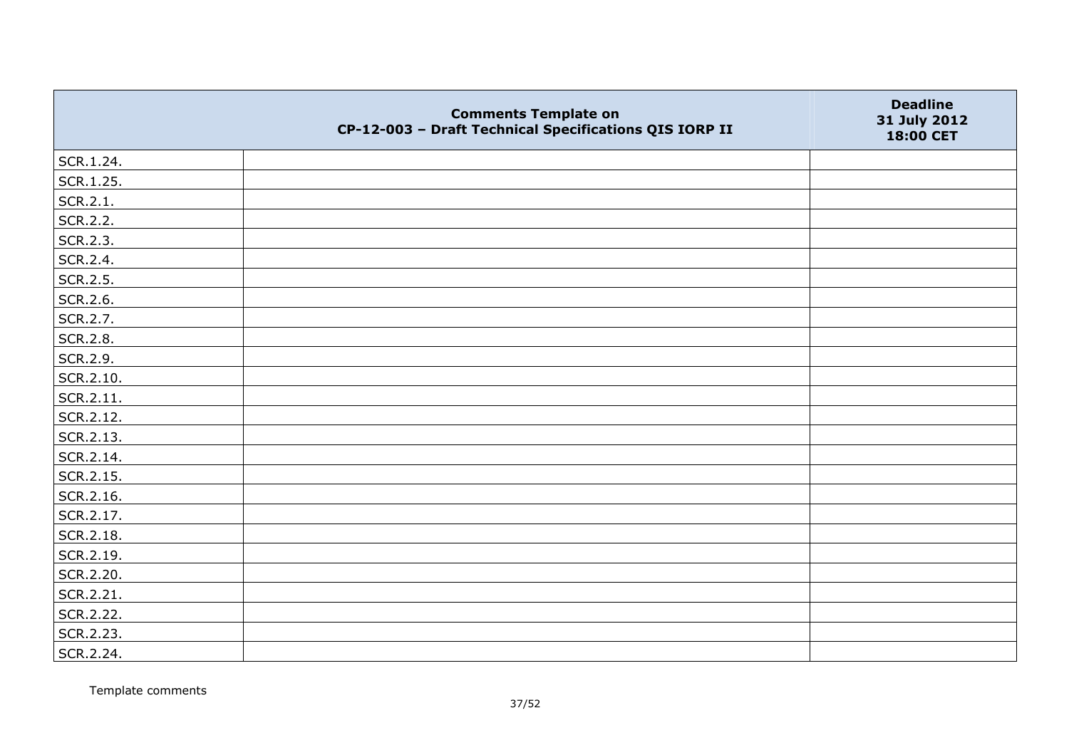| | Comments Template on CP-12-003 – Draft Technical Specifications QIS IORP II | Deadline 31 July 2012 18:00 CET |
|---|---|---|
| SCR.1.24. | | |
| SCR.1.25. | | |
| SCR.2.1. | | |
| SCR.2.2. | | |
| SCR.2.3. | | |
| SCR.2.4. | | |
| SCR.2.5. | | |
| SCR.2.6. | | |
| SCR.2.7. | | |
| SCR.2.8. | | |
| SCR.2.9. | | |
| SCR.2.10. | | |
| SCR.2.11. | | |
| SCR.2.12. | | |
| SCR.2.13. | | |
| SCR.2.14. | | |
| SCR.2.15. | | |
| SCR.2.16. | | |
| SCR.2.17. | | |
| SCR.2.18. | | |
| SCR.2.19. | | |
| SCR.2.20. | | |
| SCR.2.21. | | |
| SCR.2.22. | | |
| SCR.2.23. | | |
| SCR.2.24. | | |

Template comments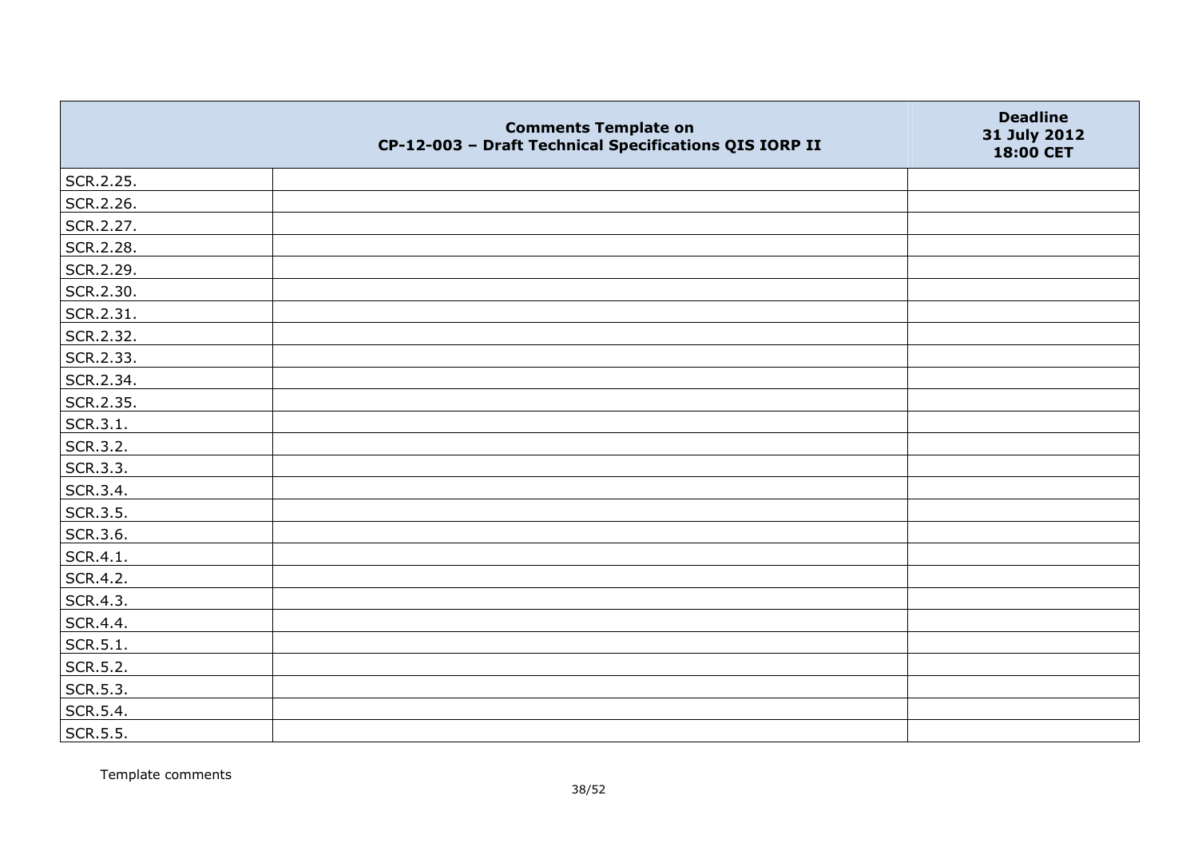|  | Comments Template on CP-12-003 – Draft Technical Specifications QIS IORP II | Deadline 31 July 2012 18:00 CET |
|---|---|---|
| SCR.2.25. |  |  |
| SCR.2.26. |  |  |
| SCR.2.27. |  |  |
| SCR.2.28. |  |  |
| SCR.2.29. |  |  |
| SCR.2.30. |  |  |
| SCR.2.31. |  |  |
| SCR.2.32. |  |  |
| SCR.2.33. |  |  |
| SCR.2.34. |  |  |
| SCR.2.35. |  |  |
| SCR.3.1. |  |  |
| SCR.3.2. |  |  |
| SCR.3.3. |  |  |
| SCR.3.4. |  |  |
| SCR.3.5. |  |  |
| SCR.3.6. |  |  |
| SCR.4.1. |  |  |
| SCR.4.2. |  |  |
| SCR.4.3. |  |  |
| SCR.4.4. |  |  |
| SCR.5.1. |  |  |
| SCR.5.2. |  |  |
| SCR.5.3. |  |  |
| SCR.5.4. |  |  |
| SCR.5.5. |  |  |

Template comments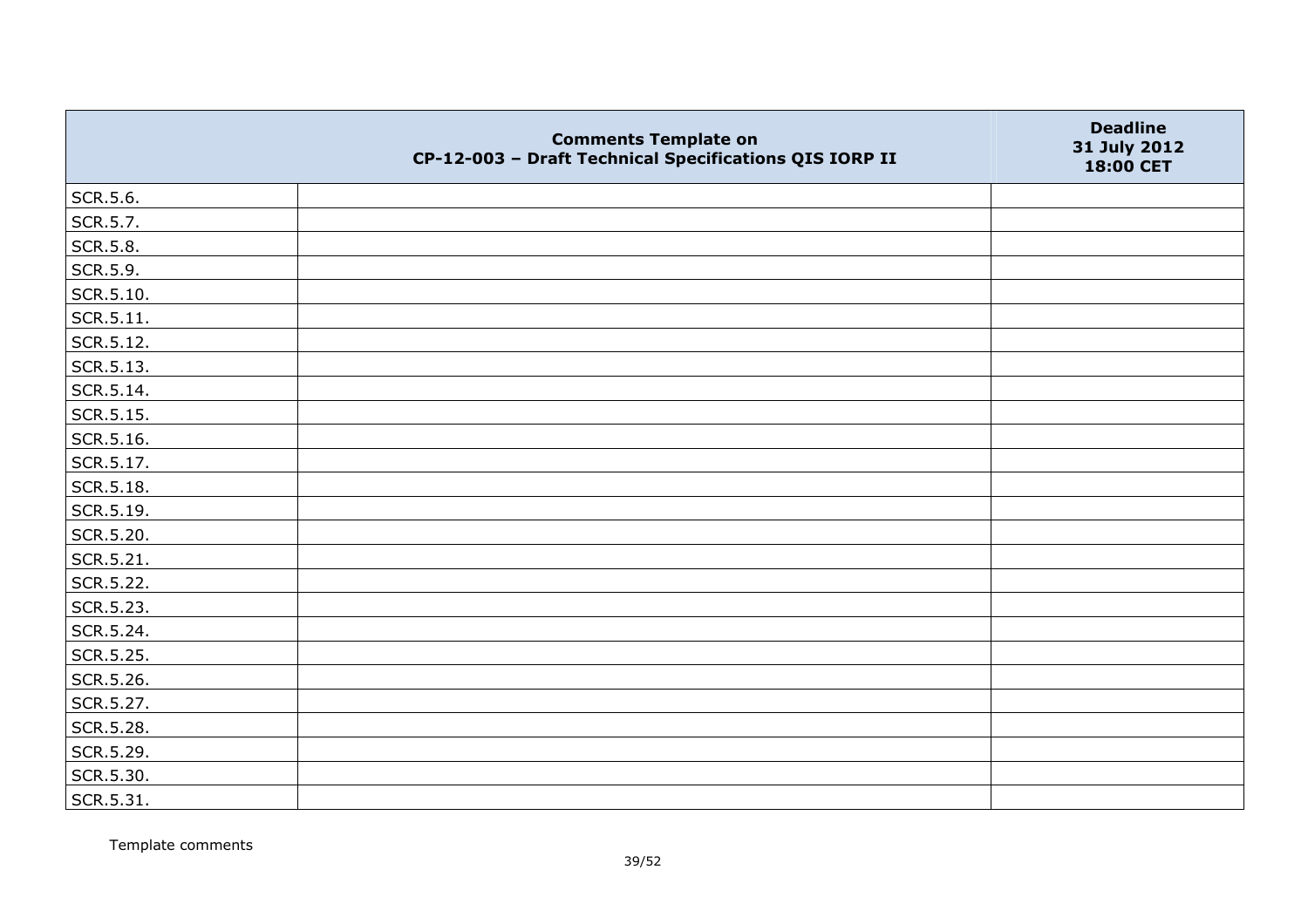| | Comments Template on CP-12-003 – Draft Technical Specifications QIS IORP II | Deadline 31 July 2012 18:00 CET |
|---|---|---|
| SCR.5.6. | | |
| SCR.5.7. | | |
| SCR.5.8. | | |
| SCR.5.9. | | |
| SCR.5.10. | | |
| SCR.5.11. | | |
| SCR.5.12. | | |
| SCR.5.13. | | |
| SCR.5.14. | | |
| SCR.5.15. | | |
| SCR.5.16. | | |
| SCR.5.17. | | |
| SCR.5.18. | | |
| SCR.5.19. | | |
| SCR.5.20. | | |
| SCR.5.21. | | |
| SCR.5.22. | | |
| SCR.5.23. | | |
| SCR.5.24. | | |
| SCR.5.25. | | |
| SCR.5.26. | | |
| SCR.5.27. | | |
| SCR.5.28. | | |
| SCR.5.29. | | |
| SCR.5.30. | | |
| SCR.5.31. | | |

Template comments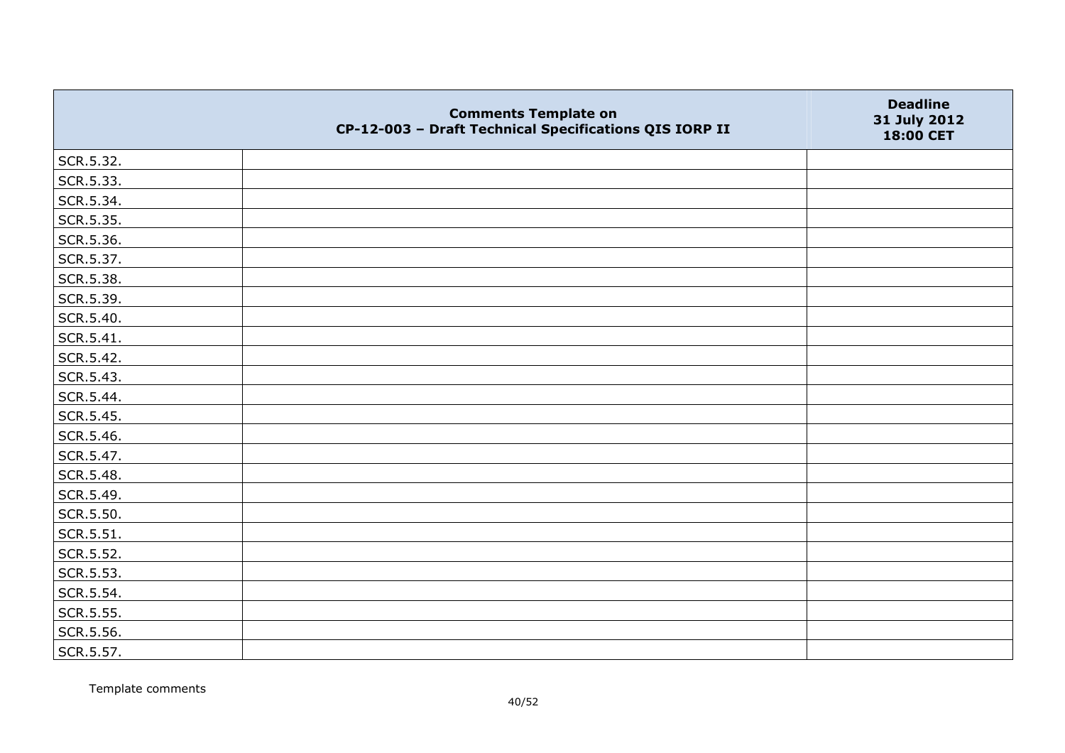|  | Comments Template on CP-12-003 – Draft Technical Specifications QIS IORP II | Deadline 31 July 2012 18:00 CET |
|---|---|---|
| SCR.5.32. | | |
| SCR.5.33. | | |
| SCR.5.34. | | |
| SCR.5.35. | | |
| SCR.5.36. | | |
| SCR.5.37. | | |
| SCR.5.38. | | |
| SCR.5.39. | | |
| SCR.5.40. | | |
| SCR.5.41. | | |
| SCR.5.42. | | |
| SCR.5.43. | | |
| SCR.5.44. | | |
| SCR.5.45. | | |
| SCR.5.46. | | |
| SCR.5.47. | | |
| SCR.5.48. | | |
| SCR.5.49. | | |
| SCR.5.50. | | |
| SCR.5.51. | | |
| SCR.5.52. | | |
| SCR.5.53. | | |
| SCR.5.54. | | |
| SCR.5.55. | | |
| SCR.5.56. | | |
| SCR.5.57. | | |

Template comments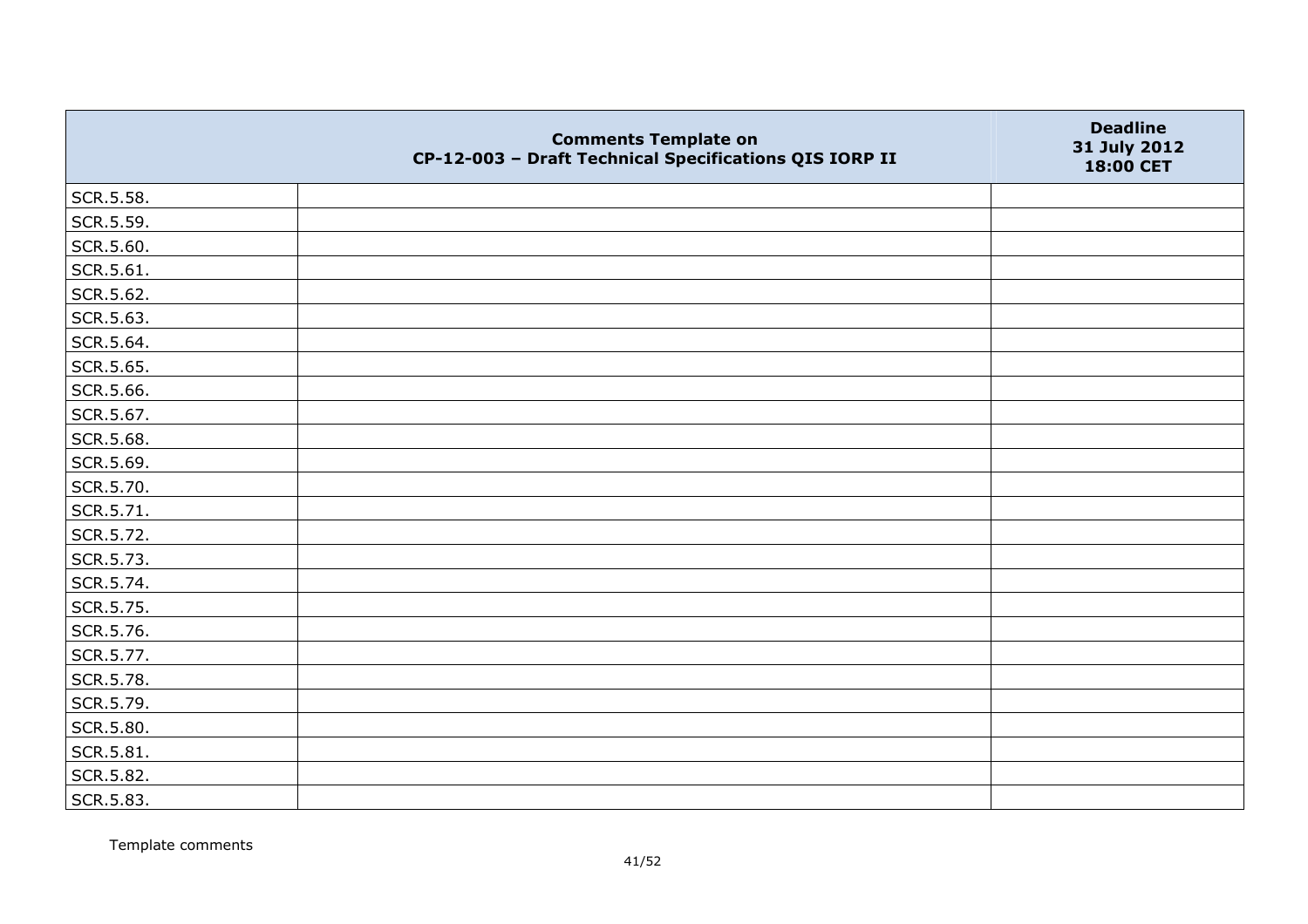| | Comments Template on CP-12-003 – Draft Technical Specifications QIS IORP II | Deadline 31 July 2012 18:00 CET |
|---|---|---|
| SCR.5.58. | | |
| SCR.5.59. | | |
| SCR.5.60. | | |
| SCR.5.61. | | |
| SCR.5.62. | | |
| SCR.5.63. | | |
| SCR.5.64. | | |
| SCR.5.65. | | |
| SCR.5.66. | | |
| SCR.5.67. | | |
| SCR.5.68. | | |
| SCR.5.69. | | |
| SCR.5.70. | | |
| SCR.5.71. | | |
| SCR.5.72. | | |
| SCR.5.73. | | |
| SCR.5.74. | | |
| SCR.5.75. | | |
| SCR.5.76. | | |
| SCR.5.77. | | |
| SCR.5.78. | | |
| SCR.5.79. | | |
| SCR.5.80. | | |
| SCR.5.81. | | |
| SCR.5.82. | | |
| SCR.5.83. | | |

Template comments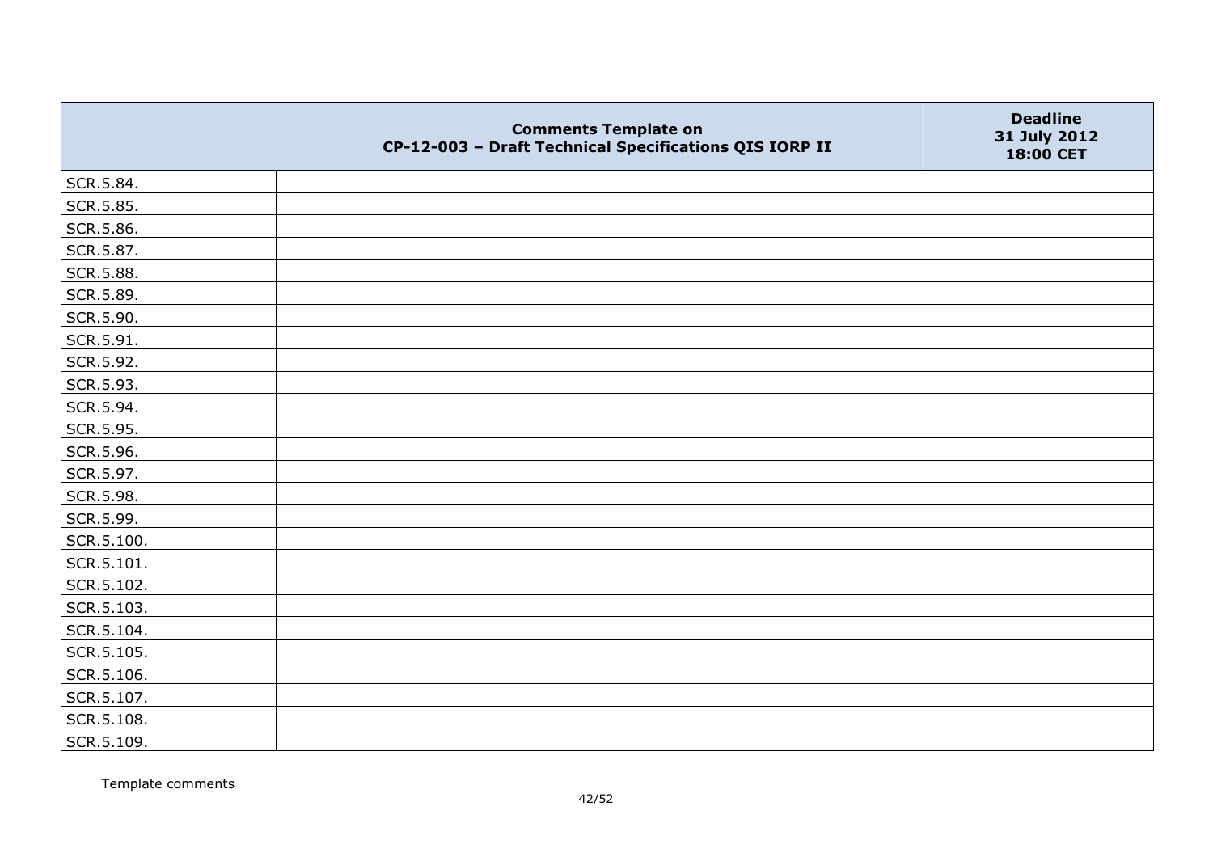| | Comments Template on CP-12-003 – Draft Technical Specifications QIS IORP II | Deadline 31 July 2012 18:00 CET |
|---|---|---|
| SCR.5.84. | | |
| SCR.5.85. | | |
| SCR.5.86. | | |
| SCR.5.87. | | |
| SCR.5.88. | | |
| SCR.5.89. | | |
| SCR.5.90. | | |
| SCR.5.91. | | |
| SCR.5.92. | | |
| SCR.5.93. | | |
| SCR.5.94. | | |
| SCR.5.95. | | |
| SCR.5.96. | | |
| SCR.5.97. | | |
| SCR.5.98. | | |
| SCR.5.99. | | |
| SCR.5.100. | | |
| SCR.5.101. | | |
| SCR.5.102. | | |
| SCR.5.103. | | |
| SCR.5.104. | | |
| SCR.5.105. | | |
| SCR.5.106. | | |
| SCR.5.107. | | |
| SCR.5.108. | | |
| SCR.5.109. | | |

Template comments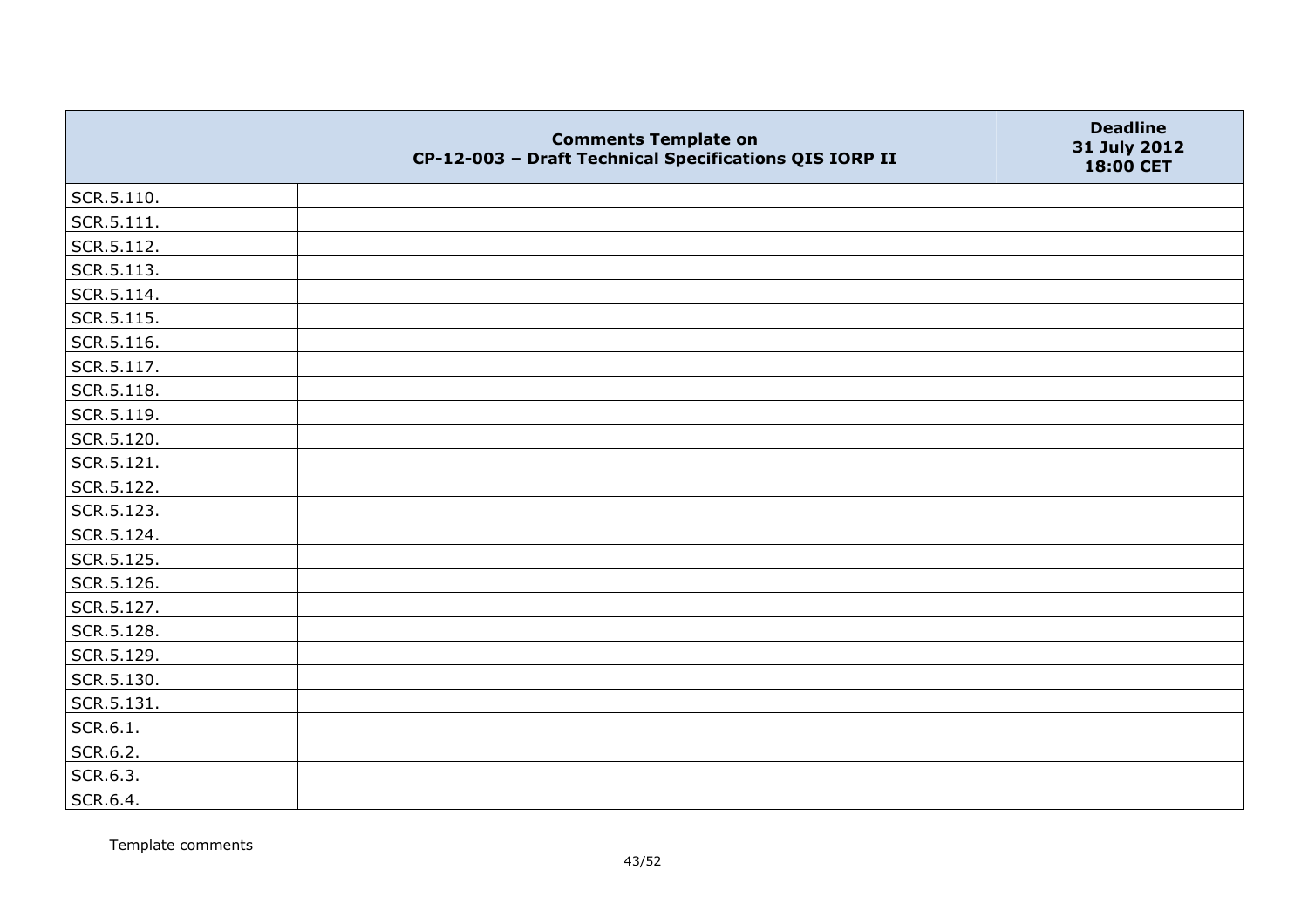| | Comments Template on CP-12-003 – Draft Technical Specifications QIS IORP II | Deadline 31 July 2012 18:00 CET |
|---|---|---|
| SCR.5.110. | | |
| SCR.5.111. | | |
| SCR.5.112. | | |
| SCR.5.113. | | |
| SCR.5.114. | | |
| SCR.5.115. | | |
| SCR.5.116. | | |
| SCR.5.117. | | |
| SCR.5.118. | | |
| SCR.5.119. | | |
| SCR.5.120. | | |
| SCR.5.121. | | |
| SCR.5.122. | | |
| SCR.5.123. | | |
| SCR.5.124. | | |
| SCR.5.125. | | |
| SCR.5.126. | | |
| SCR.5.127. | | |
| SCR.5.128. | | |
| SCR.5.129. | | |
| SCR.5.130. | | |
| SCR.5.131. | | |
| SCR.6.1. | | |
| SCR.6.2. | | |
| SCR.6.3. | | |
| SCR.6.4. | | |

Template comments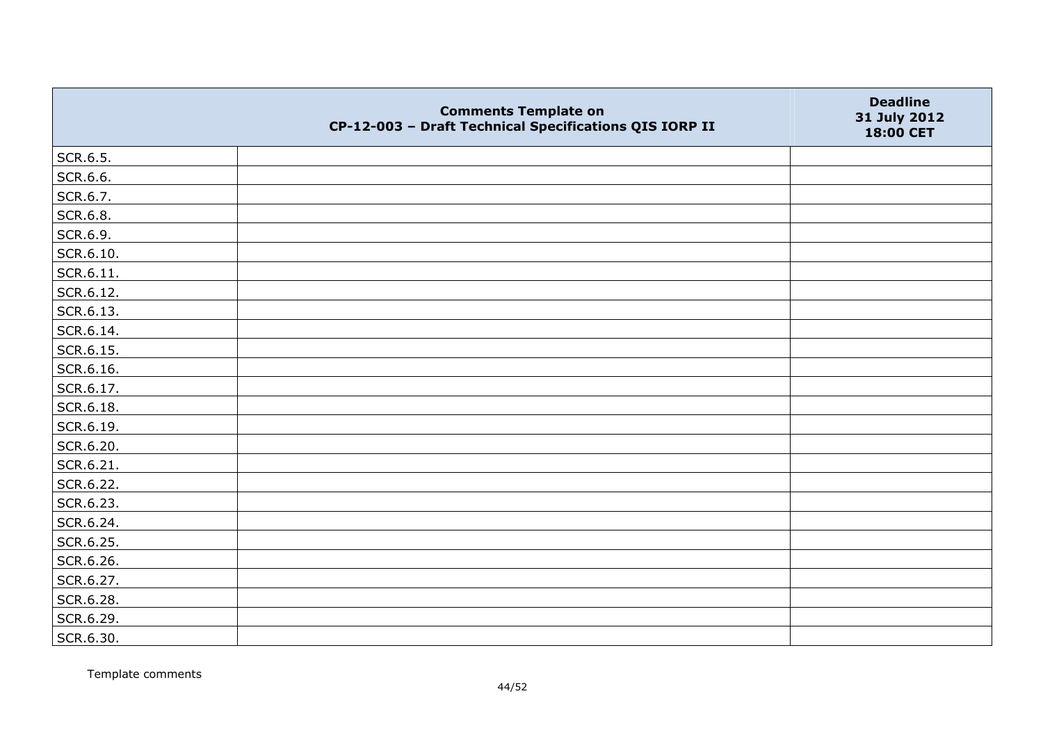| | Comments Template on CP-12-003 – Draft Technical Specifications QIS IORP II | Deadline 31 July 2012 18:00 CET |
|---|---|---|
| SCR.6.5. | | |
| SCR.6.6. | | |
| SCR.6.7. | | |
| SCR.6.8. | | |
| SCR.6.9. | | |
| SCR.6.10. | | |
| SCR.6.11. | | |
| SCR.6.12. | | |
| SCR.6.13. | | |
| SCR.6.14. | | |
| SCR.6.15. | | |
| SCR.6.16. | | |
| SCR.6.17. | | |
| SCR.6.18. | | |
| SCR.6.19. | | |
| SCR.6.20. | | |
| SCR.6.21. | | |
| SCR.6.22. | | |
| SCR.6.23. | | |
| SCR.6.24. | | |
| SCR.6.25. | | |
| SCR.6.26. | | |
| SCR.6.27. | | |
| SCR.6.28. | | |
| SCR.6.29. | | |
| SCR.6.30. | | |

Template comments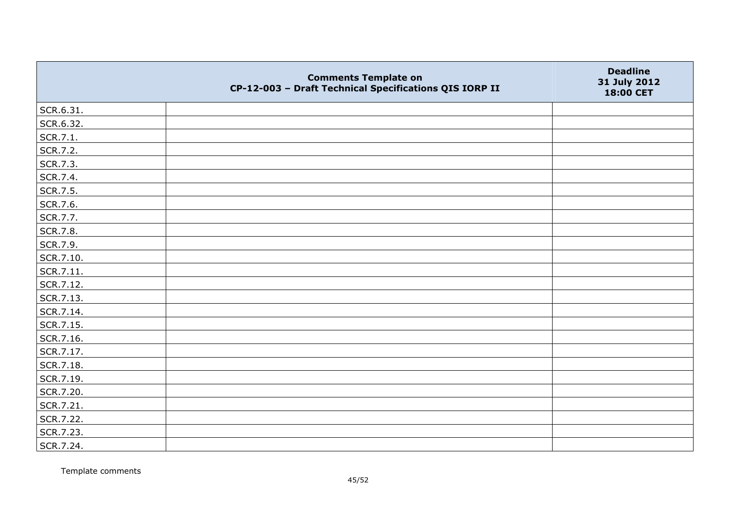| | Comments Template on CP-12-003 – Draft Technical Specifications QIS IORP II | Deadline 31 July 2012 18:00 CET |
|---|---|---|
| SCR.6.31. | | |
| SCR.6.32. | | |
| SCR.7.1. | | |
| SCR.7.2. | | |
| SCR.7.3. | | |
| SCR.7.4. | | |
| SCR.7.5. | | |
| SCR.7.6. | | |
| SCR.7.7. | | |
| SCR.7.8. | | |
| SCR.7.9. | | |
| SCR.7.10. | | |
| SCR.7.11. | | |
| SCR.7.12. | | |
| SCR.7.13. | | |
| SCR.7.14. | | |
| SCR.7.15. | | |
| SCR.7.16. | | |
| SCR.7.17. | | |
| SCR.7.18. | | |
| SCR.7.19. | | |
| SCR.7.20. | | |
| SCR.7.21. | | |
| SCR.7.22. | | |
| SCR.7.23. | | |
| SCR.7.24. | | |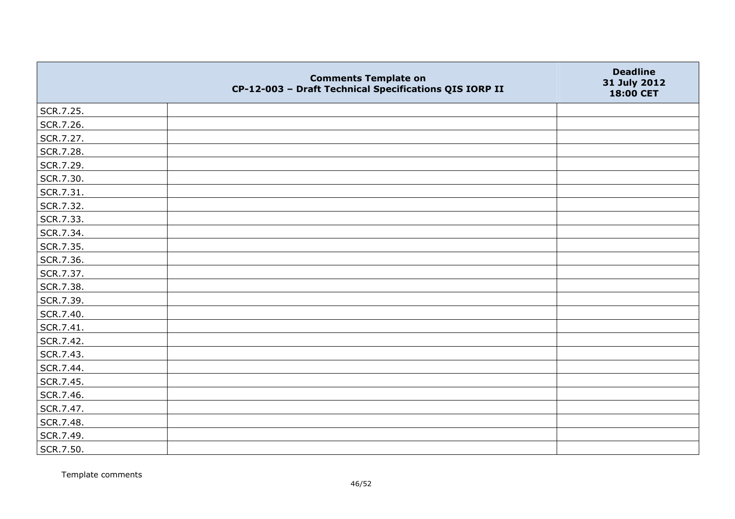| | Comments Template on CP-12-003 – Draft Technical Specifications QIS IORP II | Deadline 31 July 2012 18:00 CET |
|---|---|---|
| SCR.7.25. | | |
| SCR.7.26. | | |
| SCR.7.27. | | |
| SCR.7.28. | | |
| SCR.7.29. | | |
| SCR.7.30. | | |
| SCR.7.31. | | |
| SCR.7.32. | | |
| SCR.7.33. | | |
| SCR.7.34. | | |
| SCR.7.35. | | |
| SCR.7.36. | | |
| SCR.7.37. | | |
| SCR.7.38. | | |
| SCR.7.39. | | |
| SCR.7.40. | | |
| SCR.7.41. | | |
| SCR.7.42. | | |
| SCR.7.43. | | |
| SCR.7.44. | | |
| SCR.7.45. | | |
| SCR.7.46. | | |
| SCR.7.47. | | |
| SCR.7.48. | | |
| SCR.7.49. | | |
| SCR.7.50. | | |

Template comments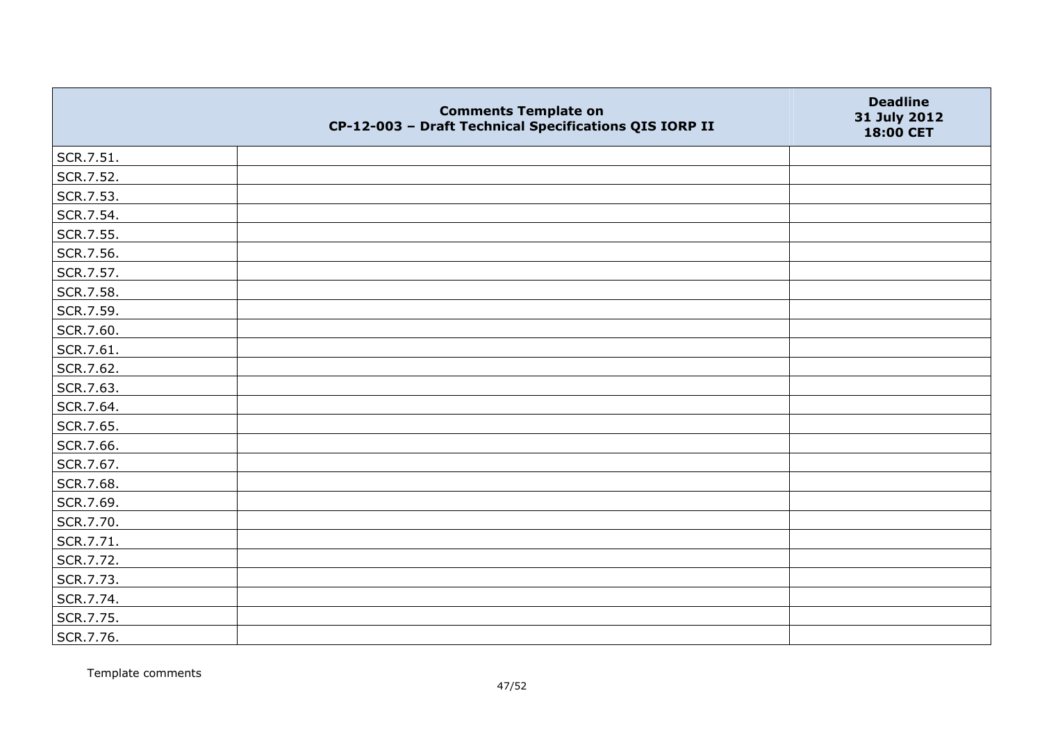| | Comments Template on CP-12-003 – Draft Technical Specifications QIS IORP II | Deadline 31 July 2012 18:00 CET |
|---|---|---|
| SCR.7.51. | | |
| SCR.7.52. | | |
| SCR.7.53. | | |
| SCR.7.54. | | |
| SCR.7.55. | | |
| SCR.7.56. | | |
| SCR.7.57. | | |
| SCR.7.58. | | |
| SCR.7.59. | | |
| SCR.7.60. | | |
| SCR.7.61. | | |
| SCR.7.62. | | |
| SCR.7.63. | | |
| SCR.7.64. | | |
| SCR.7.65. | | |
| SCR.7.66. | | |
| SCR.7.67. | | |
| SCR.7.68. | | |
| SCR.7.69. | | |
| SCR.7.70. | | |
| SCR.7.71. | | |
| SCR.7.72. | | |
| SCR.7.73. | | |
| SCR.7.74. | | |
| SCR.7.75. | | |
| SCR.7.76. | | |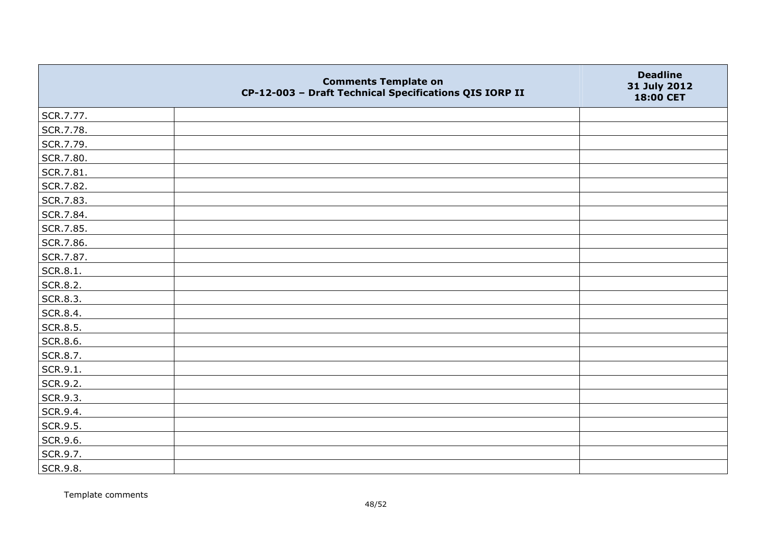| | Comments Template on<br>CP-12-003 – Draft Technical Specifications QIS IORP II | Deadline<br>31 July 2012<br>18:00 CET |
|---|---|---|
| SCR.7.77. | | |
| SCR.7.78. | | |
| SCR.7.79. | | |
| SCR.7.80. | | |
| SCR.7.81. | | |
| SCR.7.82. | | |
| SCR.7.83. | | |
| SCR.7.84. | | |
| SCR.7.85. | | |
| SCR.7.86. | | |
| SCR.7.87. | | |
| SCR.8.1. | | |
| SCR.8.2. | | |
| SCR.8.3. | | |
| SCR.8.4. | | |
| SCR.8.5. | | |
| SCR.8.6. | | |
| SCR.8.7. | | |
| SCR.9.1. | | |
| SCR.9.2. | | |
| SCR.9.3. | | |
| SCR.9.4. | | |
| SCR.9.5. | | |
| SCR.9.6. | | |
| SCR.9.7. | | |
| SCR.9.8. | | |

Template comments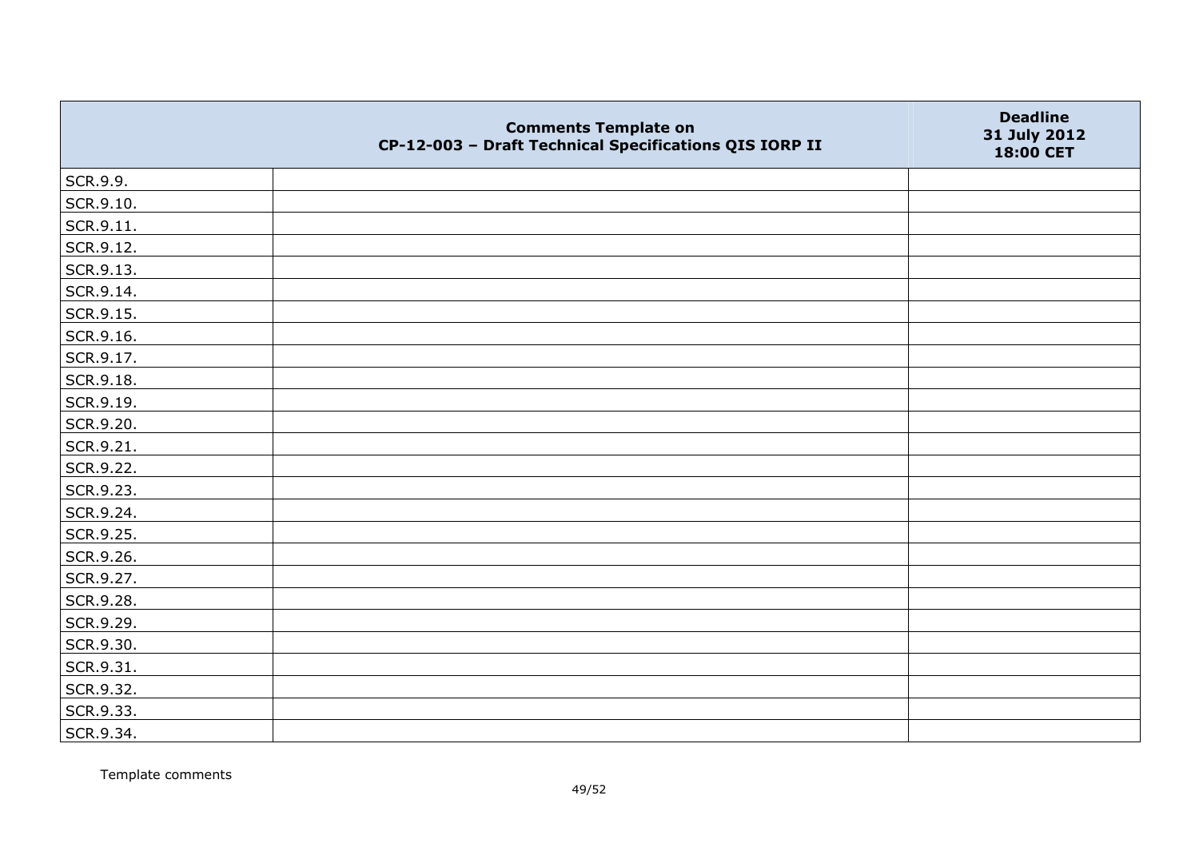| | Comments Template on CP-12-003 – Draft Technical Specifications QIS IORP II | Deadline 31 July 2012 18:00 CET |
|---|---|---|
| SCR.9.9. | | |
| SCR.9.10. | | |
| SCR.9.11. | | |
| SCR.9.12. | | |
| SCR.9.13. | | |
| SCR.9.14. | | |
| SCR.9.15. | | |
| SCR.9.16. | | |
| SCR.9.17. | | |
| SCR.9.18. | | |
| SCR.9.19. | | |
| SCR.9.20. | | |
| SCR.9.21. | | |
| SCR.9.22. | | |
| SCR.9.23. | | |
| SCR.9.24. | | |
| SCR.9.25. | | |
| SCR.9.26. | | |
| SCR.9.27. | | |
| SCR.9.28. | | |
| SCR.9.29. | | |
| SCR.9.30. | | |
| SCR.9.31. | | |
| SCR.9.32. | | |
| SCR.9.33. | | |
| SCR.9.34. | | |

Template comments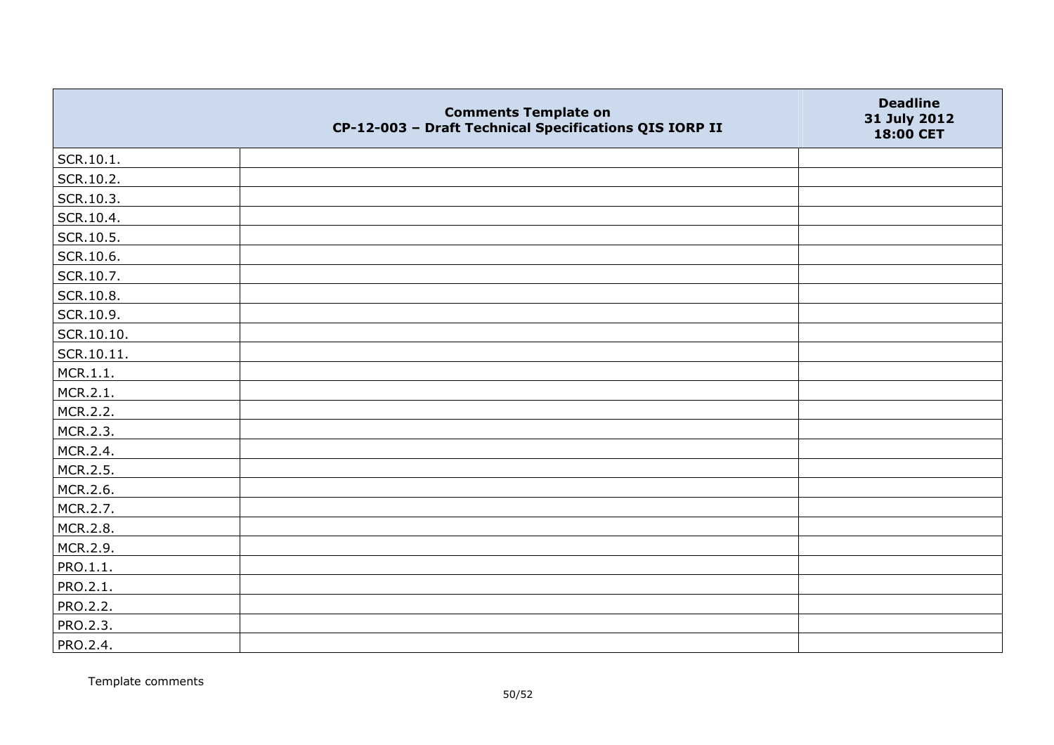| | Comments Template on CP-12-003 – Draft Technical Specifications QIS IORP II | Deadline 31 July 2012 18:00 CET |
|---|---|---|
| SCR.10.1. | | |
| SCR.10.2. | | |
| SCR.10.3. | | |
| SCR.10.4. | | |
| SCR.10.5. | | |
| SCR.10.6. | | |
| SCR.10.7. | | |
| SCR.10.8. | | |
| SCR.10.9. | | |
| SCR.10.10. | | |
| SCR.10.11. | | |
| MCR.1.1. | | |
| MCR.2.1. | | |
| MCR.2.2. | | |
| MCR.2.3. | | |
| MCR.2.4. | | |
| MCR.2.5. | | |
| MCR.2.6. | | |
| MCR.2.7. | | |
| MCR.2.8. | | |
| MCR.2.9. | | |
| PRO.1.1. | | |
| PRO.2.1. | | |
| PRO.2.2. | | |
| PRO.2.3. | | |
| PRO.2.4. | | |

Template comments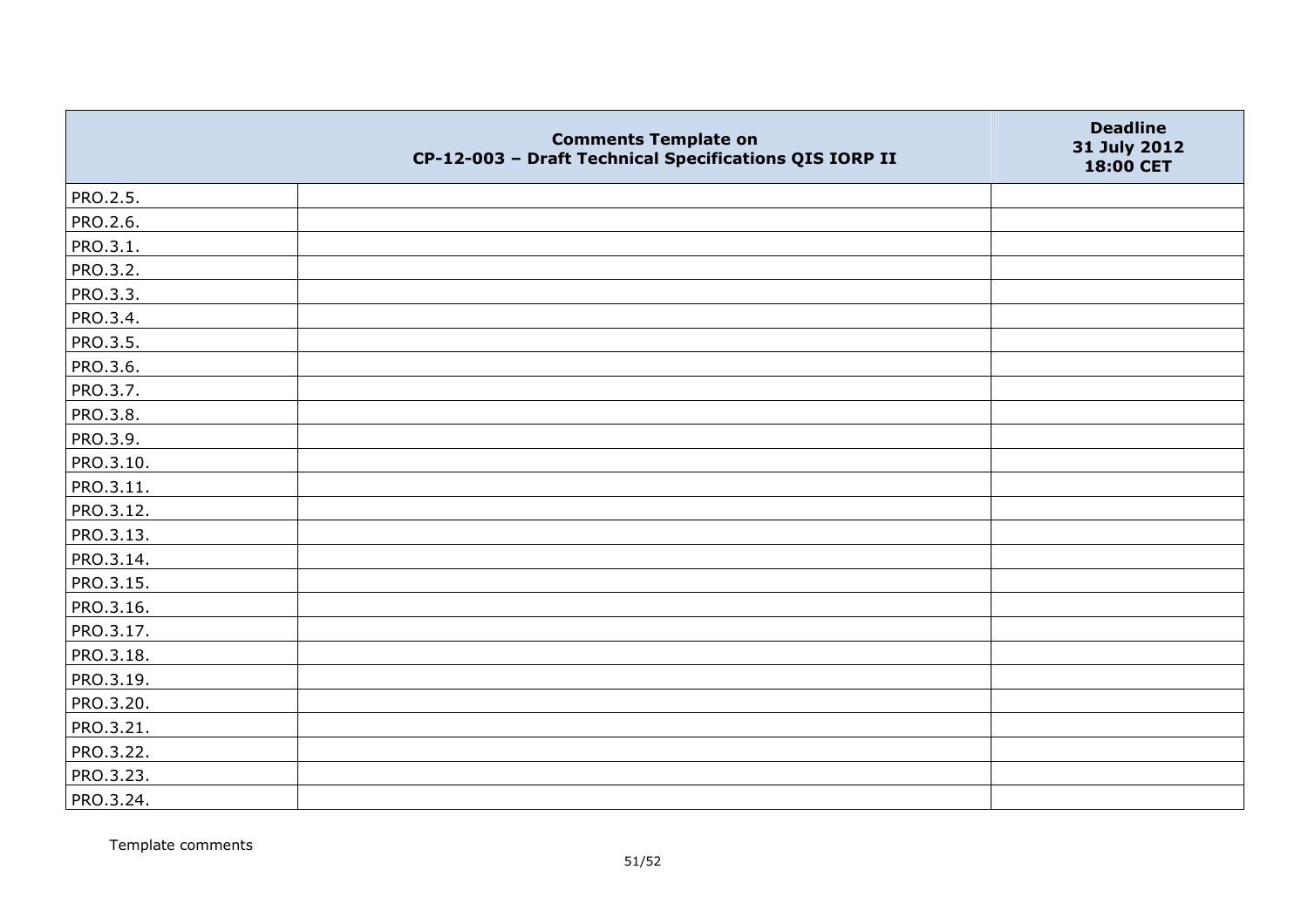|  | Comments Template on CP-12-003 – Draft Technical Specifications QIS IORP II | Deadline 31 July 2012 18:00 CET |
|---|---|---|
| PRO.2.5. |  |  |
| PRO.2.6. |  |  |
| PRO.3.1. |  |  |
| PRO.3.2. |  |  |
| PRO.3.3. |  |  |
| PRO.3.4. |  |  |
| PRO.3.5. |  |  |
| PRO.3.6. |  |  |
| PRO.3.7. |  |  |
| PRO.3.8. |  |  |
| PRO.3.9. |  |  |
| PRO.3.10. |  |  |
| PRO.3.11. |  |  |
| PRO.3.12. |  |  |
| PRO.3.13. |  |  |
| PRO.3.14. |  |  |
| PRO.3.15. |  |  |
| PRO.3.16. |  |  |
| PRO.3.17. |  |  |
| PRO.3.18. |  |  |
| PRO.3.19. |  |  |
| PRO.3.20. |  |  |
| PRO.3.21. |  |  |
| PRO.3.22. |  |  |
| PRO.3.23. |  |  |
| PRO.3.24. |  |  |

Template comments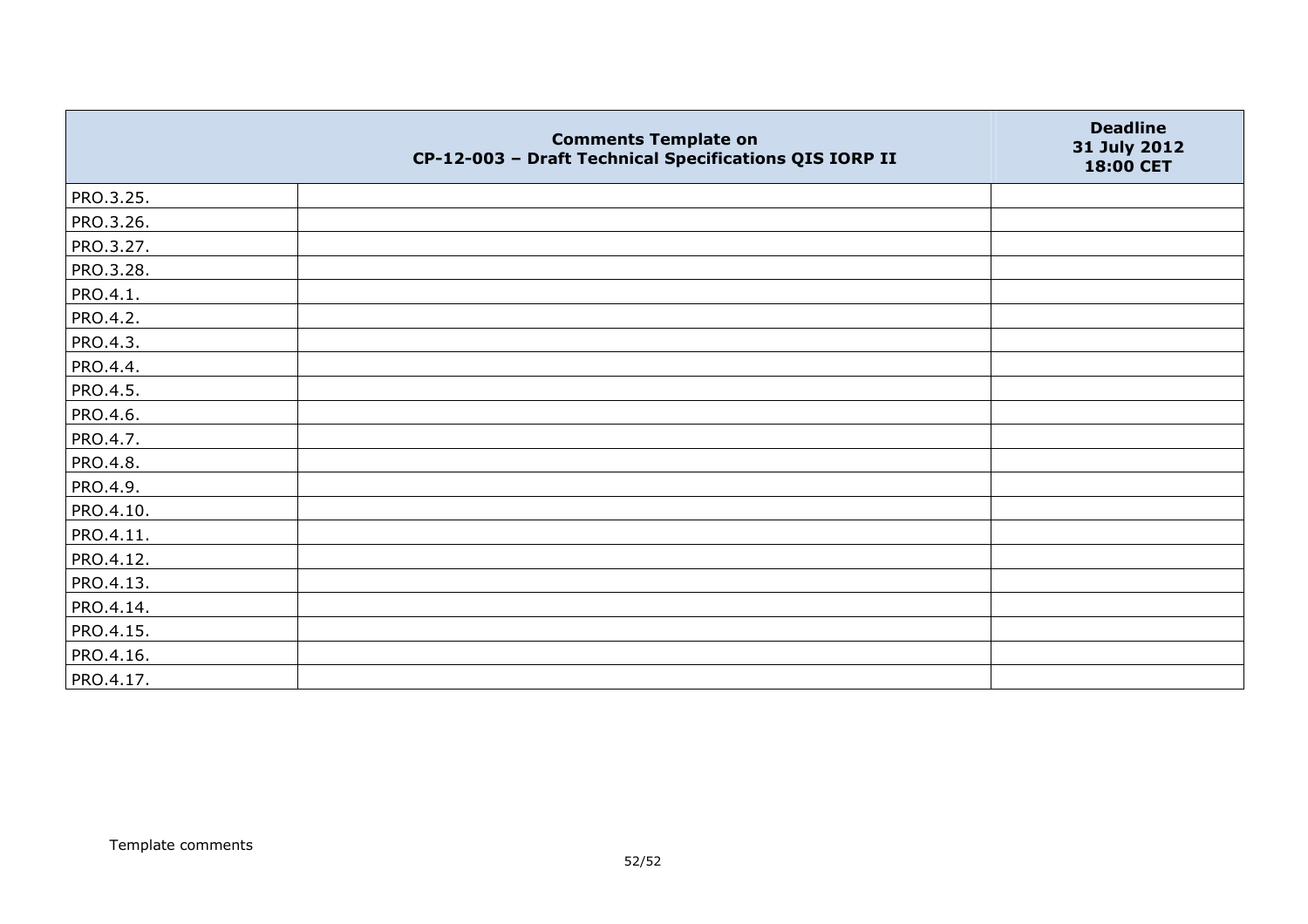| | Comments Template on CP-12-003 – Draft Technical Specifications QIS IORP II | Deadline 31 July 2012 18:00 CET |
|---|---|---|
| PRO.3.25. | | |
| PRO.3.26. | | |
| PRO.3.27. | | |
| PRO.3.28. | | |
| PRO.4.1. | | |
| PRO.4.2. | | |
| PRO.4.3. | | |
| PRO.4.4. | | |
| PRO.4.5. | | |
| PRO.4.6. | | |
| PRO.4.7. | | |
| PRO.4.8. | | |
| PRO.4.9. | | |
| PRO.4.10. | | |
| PRO.4.11. | | |
| PRO.4.12. | | |
| PRO.4.13. | | |
| PRO.4.14. | | |
| PRO.4.15. | | |
| PRO.4.16. | | |
| PRO.4.17. | | |